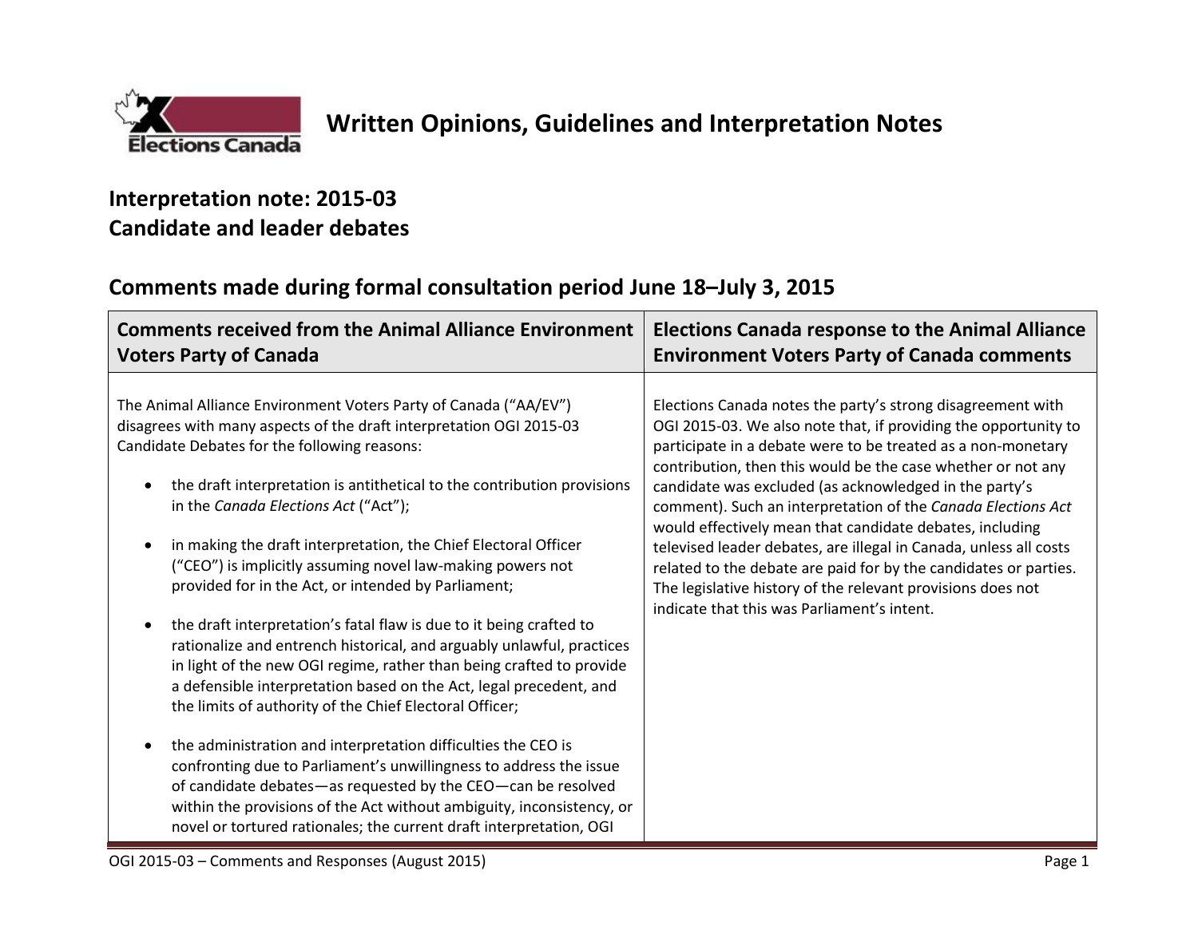# Written Opinions, Guidelines and Interpretation Notes

## Interpretation note: 2015-03
## Candidate and leader debates

## Comments made during formal consultation period June 18–July 3, 2015

| Comments received from the Animal Alliance Environment Voters Party of Canada | Elections Canada response to the Animal Alliance Environment Voters Party of Canada comments |
|---|---|
| The Animal Alliance Environment Voters Party of Canada ("AA/EV") disagrees with many aspects of the draft interpretation OGI 2015-03 Candidate Debates for the following reasons:<br><br>• the draft interpretation is antithetical to the contribution provisions in the *Canada Elections Act* ("Act");<br><br>• in making the draft interpretation, the Chief Electoral Officer ("CEO") is implicitly assuming novel law-making powers not provided for in the Act, or intended by Parliament;<br><br>• the draft interpretation's fatal flaw is due to it being crafted to rationalize and entrench historical, and arguably unlawful, practices in light of the new OGI regime, rather than being crafted to provide a defensible interpretation based on the Act, legal precedent, and the limits of authority of the Chief Electoral Officer;<br><br>• the administration and interpretation difficulties the CEO is confronting due to Parliament's unwillingness to address the issue of candidate debates—as requested by the CEO—can be resolved within the provisions of the Act without ambiguity, inconsistency, or novel or tortured rationales; the current draft interpretation, OGI | Elections Canada notes the party's strong disagreement with OGI 2015-03. We also note that, if providing the opportunity to participate in a debate were to be treated as a non-monetary contribution, then this would be the case whether or not any candidate was excluded (as acknowledged in the party's comment). Such an interpretation of the *Canada Elections Act* would effectively mean that candidate debates, including televised leader debates, are illegal in Canada, unless all costs related to the debate are paid for by the candidates or parties. The legislative history of the relevant provisions does not indicate that this was Parliament's intent. |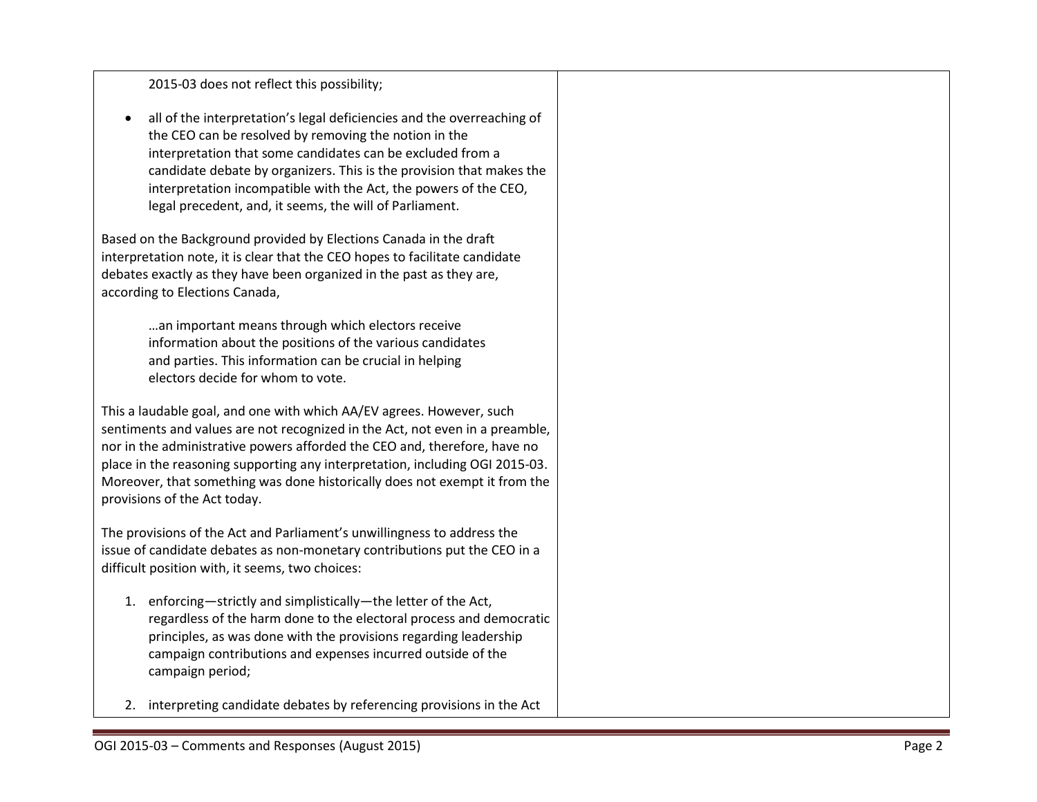2015-03 does not reflect this possibility;

- all of the interpretation's legal deficiencies and the overreaching of the CEO can be resolved by removing the notion in the interpretation that some candidates can be excluded from a candidate debate by organizers. This is the provision that makes the interpretation incompatible with the Act, the powers of the CEO, legal precedent, and, it seems, the will of Parliament.

Based on the Background provided by Elections Canada in the draft interpretation note, it is clear that the CEO hopes to facilitate candidate debates exactly as they have been organized in the past as they are, according to Elections Canada,

> …an important means through which electors receive information about the positions of the various candidates and parties. This information can be crucial in helping electors decide for whom to vote.

This a laudable goal, and one with which AA/EV agrees. However, such sentiments and values are not recognized in the Act, not even in a preamble, nor in the administrative powers afforded the CEO and, therefore, have no place in the reasoning supporting any interpretation, including OGI 2015-03. Moreover, that something was done historically does not exempt it from the provisions of the Act today.

The provisions of the Act and Parliament's unwillingness to address the issue of candidate debates as non-monetary contributions put the CEO in a difficult position with, it seems, two choices:

1. enforcing—strictly and simplistically—the letter of the Act, regardless of the harm done to the electoral process and democratic principles, as was done with the provisions regarding leadership campaign contributions and expenses incurred outside of the campaign period;

2. interpreting candidate debates by referencing provisions in the Act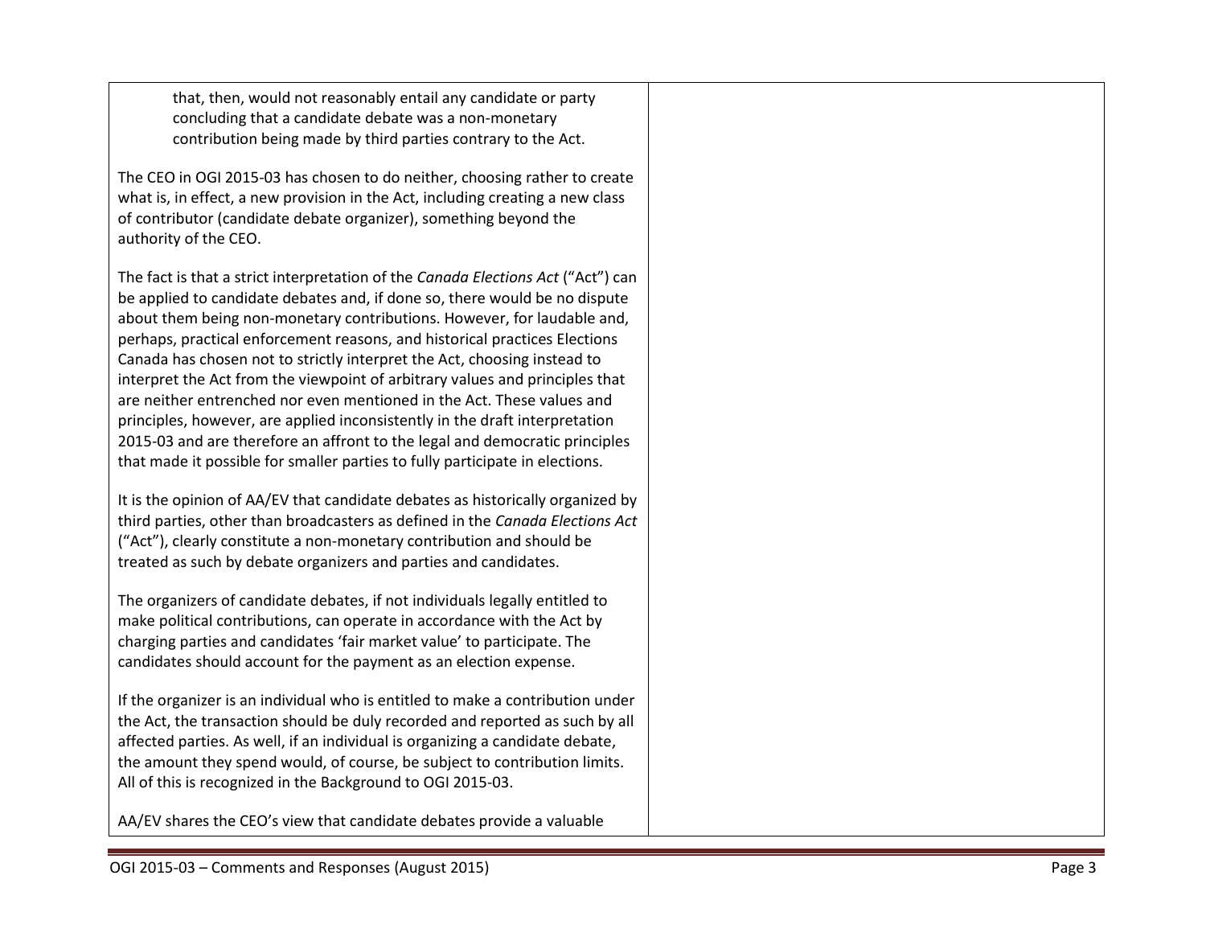that, then, would not reasonably entail any candidate or party concluding that a candidate debate was a non-monetary contribution being made by third parties contrary to the Act.

The CEO in OGI 2015-03 has chosen to do neither, choosing rather to create what is, in effect, a new provision in the Act, including creating a new class of contributor (candidate debate organizer), something beyond the authority of the CEO.

The fact is that a strict interpretation of the *Canada Elections Act* ("Act") can be applied to candidate debates and, if done so, there would be no dispute about them being non-monetary contributions. However, for laudable and, perhaps, practical enforcement reasons, and historical practices Elections Canada has chosen not to strictly interpret the Act, choosing instead to interpret the Act from the viewpoint of arbitrary values and principles that are neither entrenched nor even mentioned in the Act. These values and principles, however, are applied inconsistently in the draft interpretation 2015-03 and are therefore an affront to the legal and democratic principles that made it possible for smaller parties to fully participate in elections.

It is the opinion of AA/EV that candidate debates as historically organized by third parties, other than broadcasters as defined in the *Canada Elections Act* ("Act"), clearly constitute a non-monetary contribution and should be treated as such by debate organizers and parties and candidates.

The organizers of candidate debates, if not individuals legally entitled to make political contributions, can operate in accordance with the Act by charging parties and candidates 'fair market value' to participate. The candidates should account for the payment as an election expense.

If the organizer is an individual who is entitled to make a contribution under the Act, the transaction should be duly recorded and reported as such by all affected parties. As well, if an individual is organizing a candidate debate, the amount they spend would, of course, be subject to contribution limits. All of this is recognized in the Background to OGI 2015-03.

AA/EV shares the CEO's view that candidate debates provide a valuable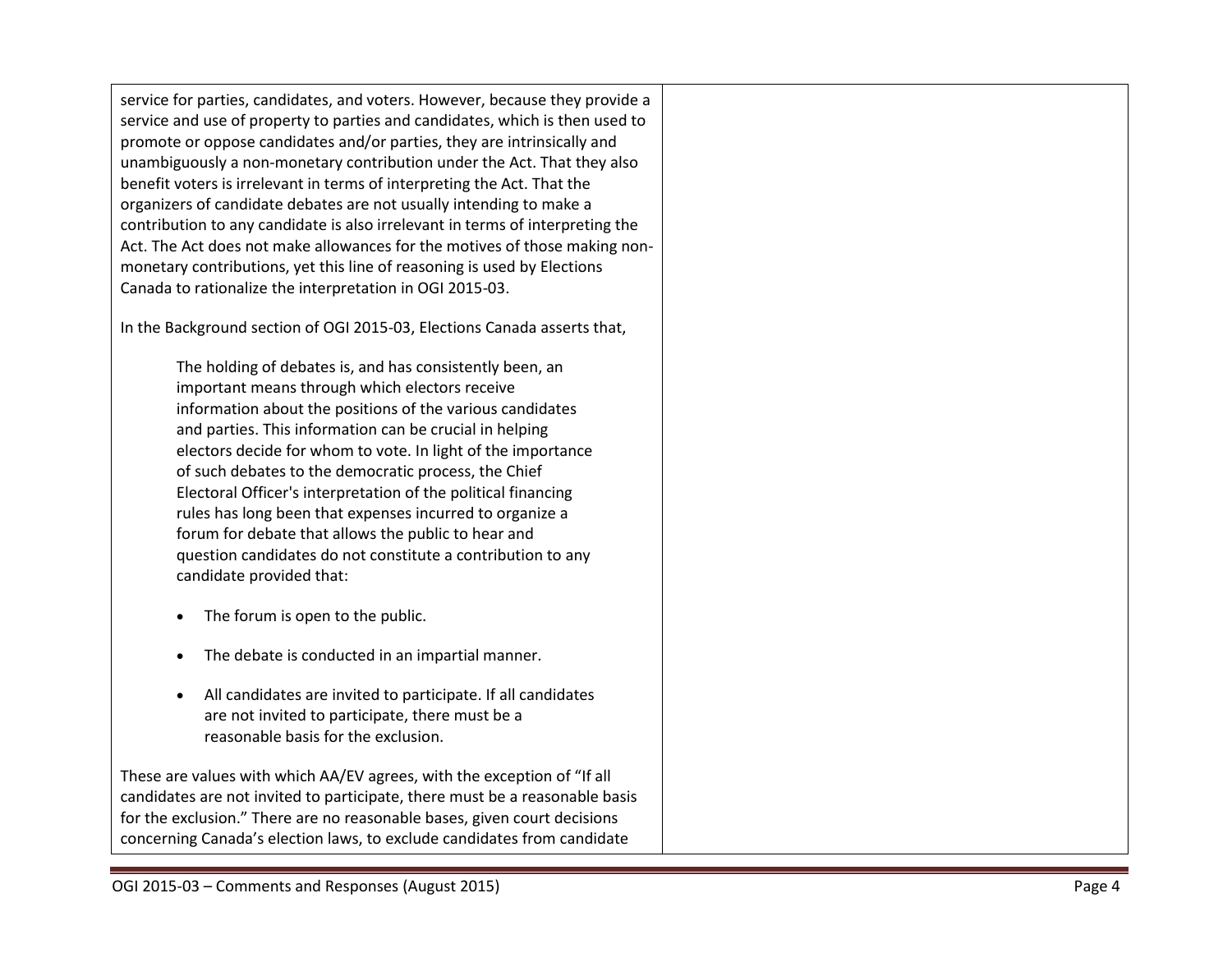service for parties, candidates, and voters. However, because they provide a service and use of property to parties and candidates, which is then used to promote or oppose candidates and/or parties, they are intrinsically and unambiguously a non-monetary contribution under the Act. That they also benefit voters is irrelevant in terms of interpreting the Act. That the organizers of candidate debates are not usually intending to make a contribution to any candidate is also irrelevant in terms of interpreting the Act. The Act does not make allowances for the motives of those making non-monetary contributions, yet this line of reasoning is used by Elections Canada to rationalize the interpretation in OGI 2015-03.

In the Background section of OGI 2015-03, Elections Canada asserts that,

> The holding of debates is, and has consistently been, an important means through which electors receive information about the positions of the various candidates and parties. This information can be crucial in helping electors decide for whom to vote. In light of the importance of such debates to the democratic process, the Chief Electoral Officer's interpretation of the political financing rules has long been that expenses incurred to organize a forum for debate that allows the public to hear and question candidates do not constitute a contribution to any candidate provided that:
>
> - The forum is open to the public.
> - The debate is conducted in an impartial manner.
> - All candidates are invited to participate. If all candidates are not invited to participate, there must be a reasonable basis for the exclusion.

These are values with which AA/EV agrees, with the exception of "If all candidates are not invited to participate, there must be a reasonable basis for the exclusion." There are no reasonable bases, given court decisions concerning Canada's election laws, to exclude candidates from candidate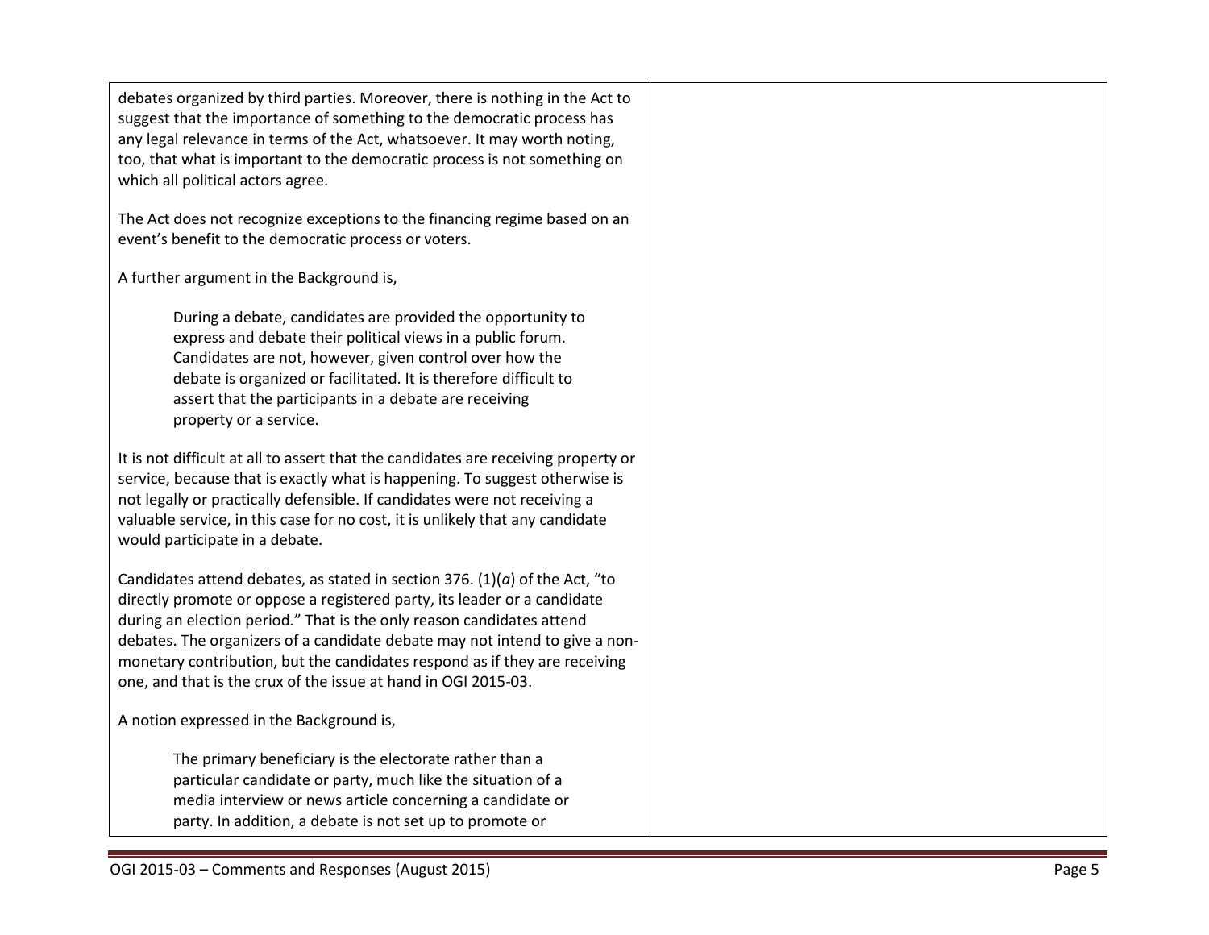| | |
|---|---|
| debates organized by third parties. Moreover, there is nothing in the Act to suggest that the importance of something to the democratic process has any legal relevance in terms of the Act, whatsoever. It may worth noting, too, that what is important to the democratic process is not something on which all political actors agree.<br><br>The Act does not recognize exceptions to the financing regime based on an event's benefit to the democratic process or voters.<br><br>A further argument in the Background is,<br><br>> During a debate, candidates are provided the opportunity to express and debate their political views in a public forum. Candidates are not, however, given control over how the debate is organized or facilitated. It is therefore difficult to assert that the participants in a debate are receiving property or a service.<br><br>It is not difficult at all to assert that the candidates are receiving property or service, because that is exactly what is happening. To suggest otherwise is not legally or practically defensible. If candidates were not receiving a valuable service, in this case for no cost, it is unlikely that any candidate would participate in a debate.<br><br>Candidates attend debates, as stated in section 376. (1)(*a*) of the Act, "to directly promote or oppose a registered party, its leader or a candidate during an election period." That is the only reason candidates attend debates. The organizers of a candidate debate may not intend to give a non-monetary contribution, but the candidates respond as if they are receiving one, and that is the crux of the issue at hand in OGI 2015-03.<br><br>A notion expressed in the Background is,<br><br>> The primary beneficiary is the electorate rather than a particular candidate or party, much like the situation of a media interview or news article concerning a candidate or party. In addition, a debate is not set up to promote or | |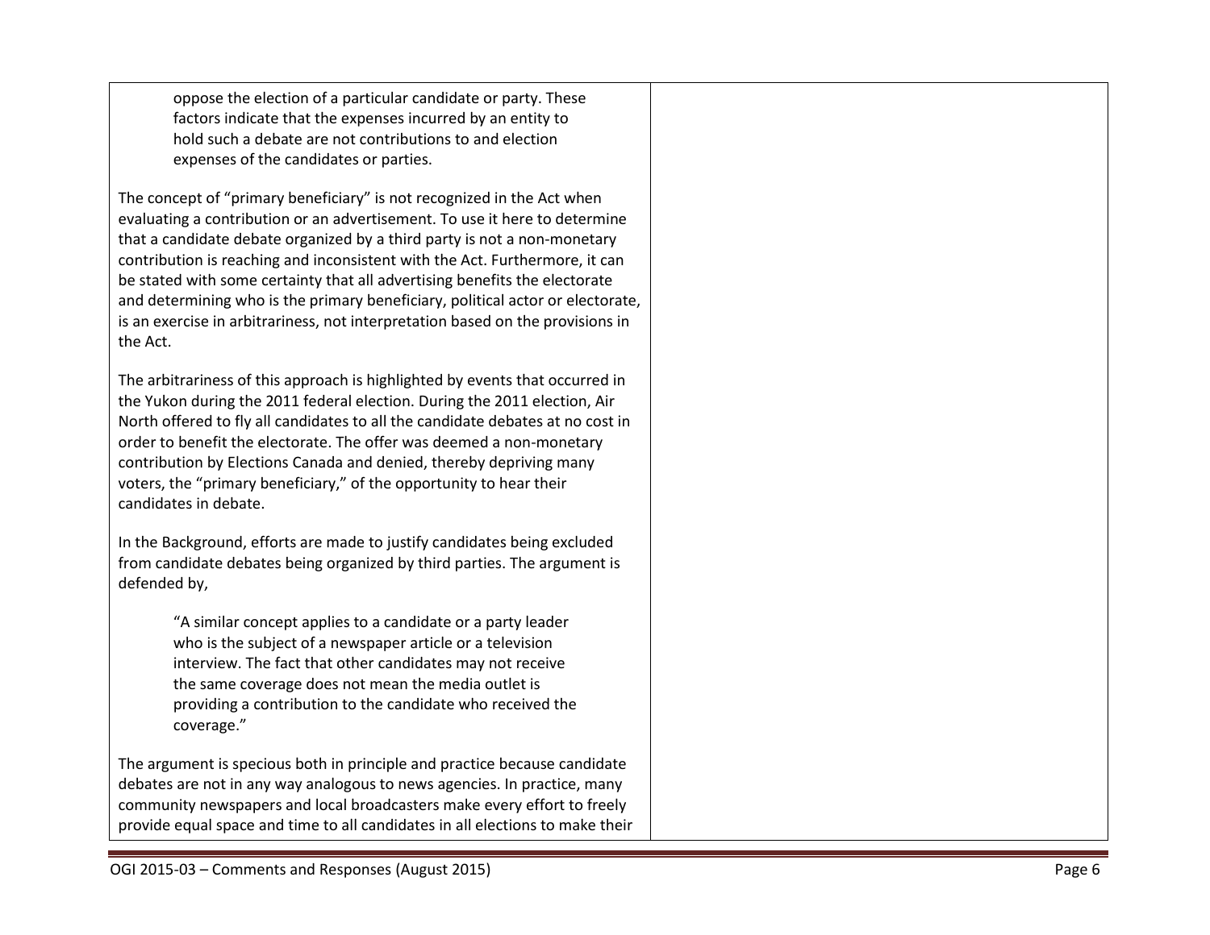> oppose the election of a particular candidate or party. These factors indicate that the expenses incurred by an entity to hold such a debate are not contributions to and election expenses of the candidates or parties.

The concept of "primary beneficiary" is not recognized in the Act when evaluating a contribution or an advertisement. To use it here to determine that a candidate debate organized by a third party is not a non-monetary contribution is reaching and inconsistent with the Act. Furthermore, it can be stated with some certainty that all advertising benefits the electorate and determining who is the primary beneficiary, political actor or electorate, is an exercise in arbitrariness, not interpretation based on the provisions in the Act.

The arbitrariness of this approach is highlighted by events that occurred in the Yukon during the 2011 federal election. During the 2011 election, Air North offered to fly all candidates to all the candidate debates at no cost in order to benefit the electorate. The offer was deemed a non-monetary contribution by Elections Canada and denied, thereby depriving many voters, the "primary beneficiary," of the opportunity to hear their candidates in debate.

In the Background, efforts are made to justify candidates being excluded from candidate debates being organized by third parties. The argument is defended by,

> "A similar concept applies to a candidate or a party leader who is the subject of a newspaper article or a television interview. The fact that other candidates may not receive the same coverage does not mean the media outlet is providing a contribution to the candidate who received the coverage."

The argument is specious both in principle and practice because candidate debates are not in any way analogous to news agencies. In practice, many community newspapers and local broadcasters make every effort to freely provide equal space and time to all candidates in all elections to make their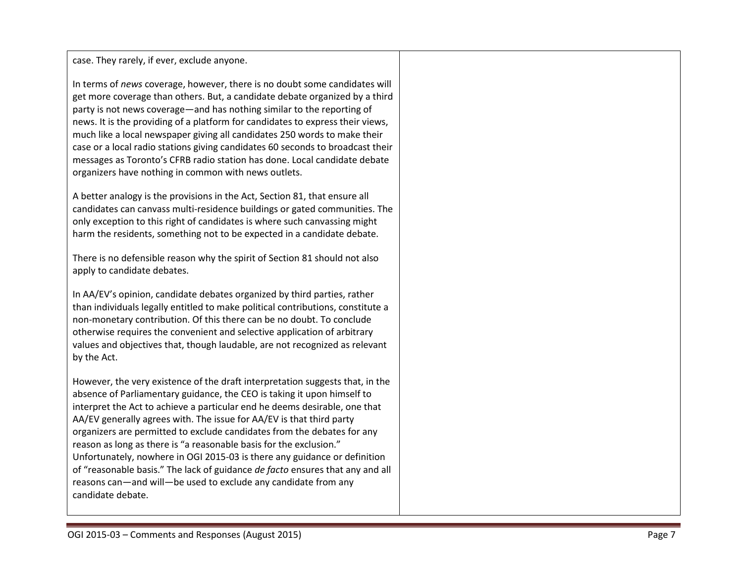| | |
|---|---|
| case. They rarely, if ever, exclude anyone.<br><br>In terms of *news* coverage, however, there is no doubt some candidates will get more coverage than others. But, a candidate debate organized by a third party is not news coverage—and has nothing similar to the reporting of news. It is the providing of a platform for candidates to express their views, much like a local newspaper giving all candidates 250 words to make their case or a local radio stations giving candidates 60 seconds to broadcast their messages as Toronto's CFRB radio station has done. Local candidate debate organizers have nothing in common with news outlets.<br><br>A better analogy is the provisions in the Act, Section 81, that ensure all candidates can canvass multi-residence buildings or gated communities. The only exception to this right of candidates is where such canvassing might harm the residents, something not to be expected in a candidate debate.<br><br>There is no defensible reason why the spirit of Section 81 should not also apply to candidate debates.<br><br>In AA/EV's opinion, candidate debates organized by third parties, rather than individuals legally entitled to make political contributions, constitute a non-monetary contribution. Of this there can be no doubt. To conclude otherwise requires the convenient and selective application of arbitrary values and objectives that, though laudable, are not recognized as relevant by the Act.<br><br>However, the very existence of the draft interpretation suggests that, in the absence of Parliamentary guidance, the CEO is taking it upon himself to interpret the Act to achieve a particular end he deems desirable, one that AA/EV generally agrees with. The issue for AA/EV is that third party organizers are permitted to exclude candidates from the debates for any reason as long as there is "a reasonable basis for the exclusion." Unfortunately, nowhere in OGI 2015-03 is there any guidance or definition of "reasonable basis." The lack of guidance *de facto* ensures that any and all reasons can—and will—be used to exclude any candidate from any candidate debate. | |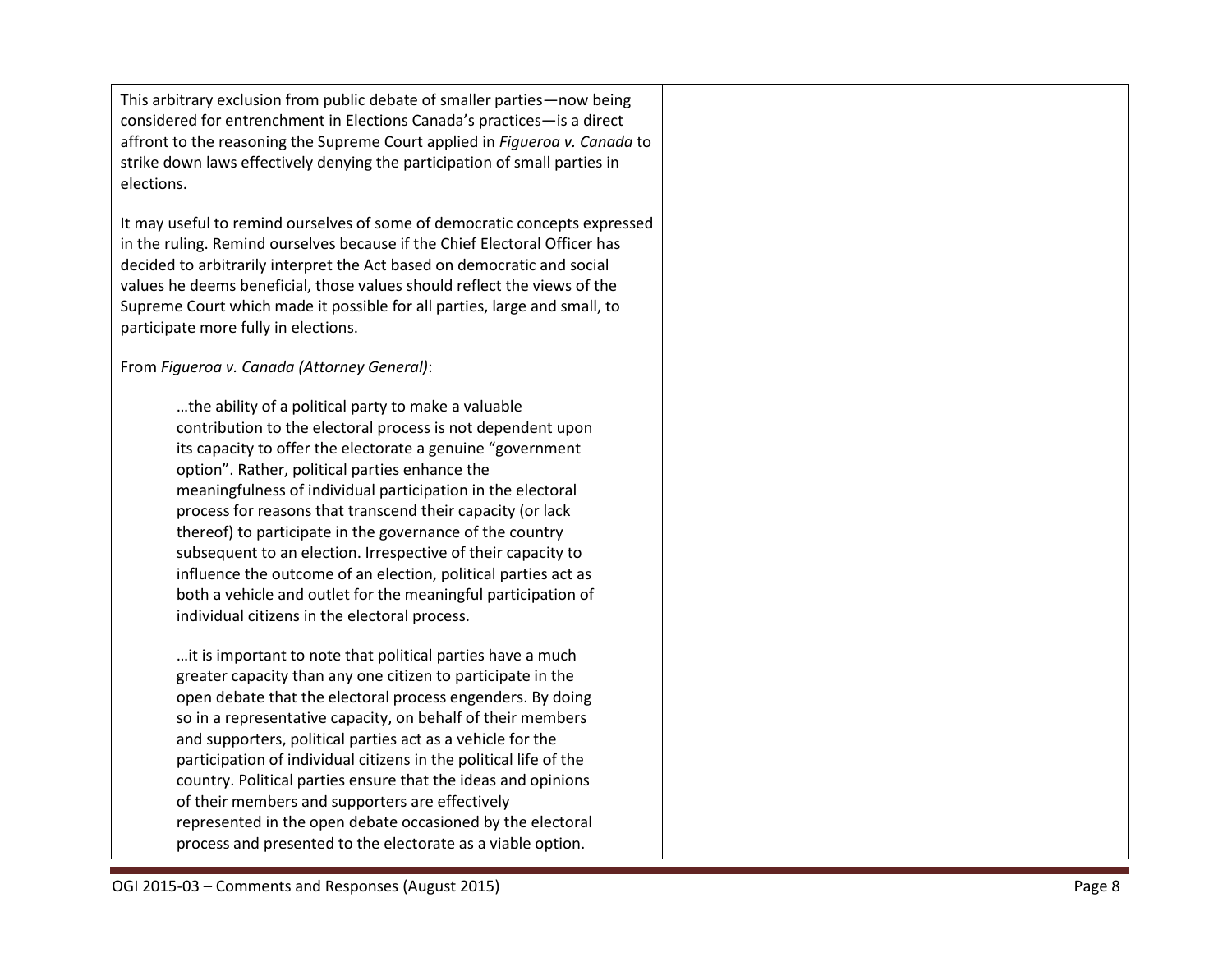| | |
|---|---|
| This arbitrary exclusion from public debate of smaller parties—now being considered for entrenchment in Elections Canada's practices—is a direct affront to the reasoning the Supreme Court applied in *Figueroa v. Canada* to strike down laws effectively denying the participation of small parties in elections.<br><br>It may useful to remind ourselves of some of democratic concepts expressed in the ruling. Remind ourselves because if the Chief Electoral Officer has decided to arbitrarily interpret the Act based on democratic and social values he deems beneficial, those values should reflect the views of the Supreme Court which made it possible for all parties, large and small, to participate more fully in elections.<br><br>From *Figueroa v. Canada (Attorney General)*:<br><br>> …the ability of a political party to make a valuable contribution to the electoral process is not dependent upon its capacity to offer the electorate a genuine "government option". Rather, political parties enhance the meaningfulness of individual participation in the electoral process for reasons that transcend their capacity (or lack thereof) to participate in the governance of the country subsequent to an election. Irrespective of their capacity to influence the outcome of an election, political parties act as both a vehicle and outlet for the meaningful participation of individual citizens in the electoral process.<br><br>> …it is important to note that political parties have a much greater capacity than any one citizen to participate in the open debate that the electoral process engenders. By doing so in a representative capacity, on behalf of their members and supporters, political parties act as a vehicle for the participation of individual citizens in the political life of the country. Political parties ensure that the ideas and opinions of their members and supporters are effectively represented in the open debate occasioned by the electoral process and presented to the electorate as a viable option. | |

OGI 2015-03 – Comments and Responses (August 2015)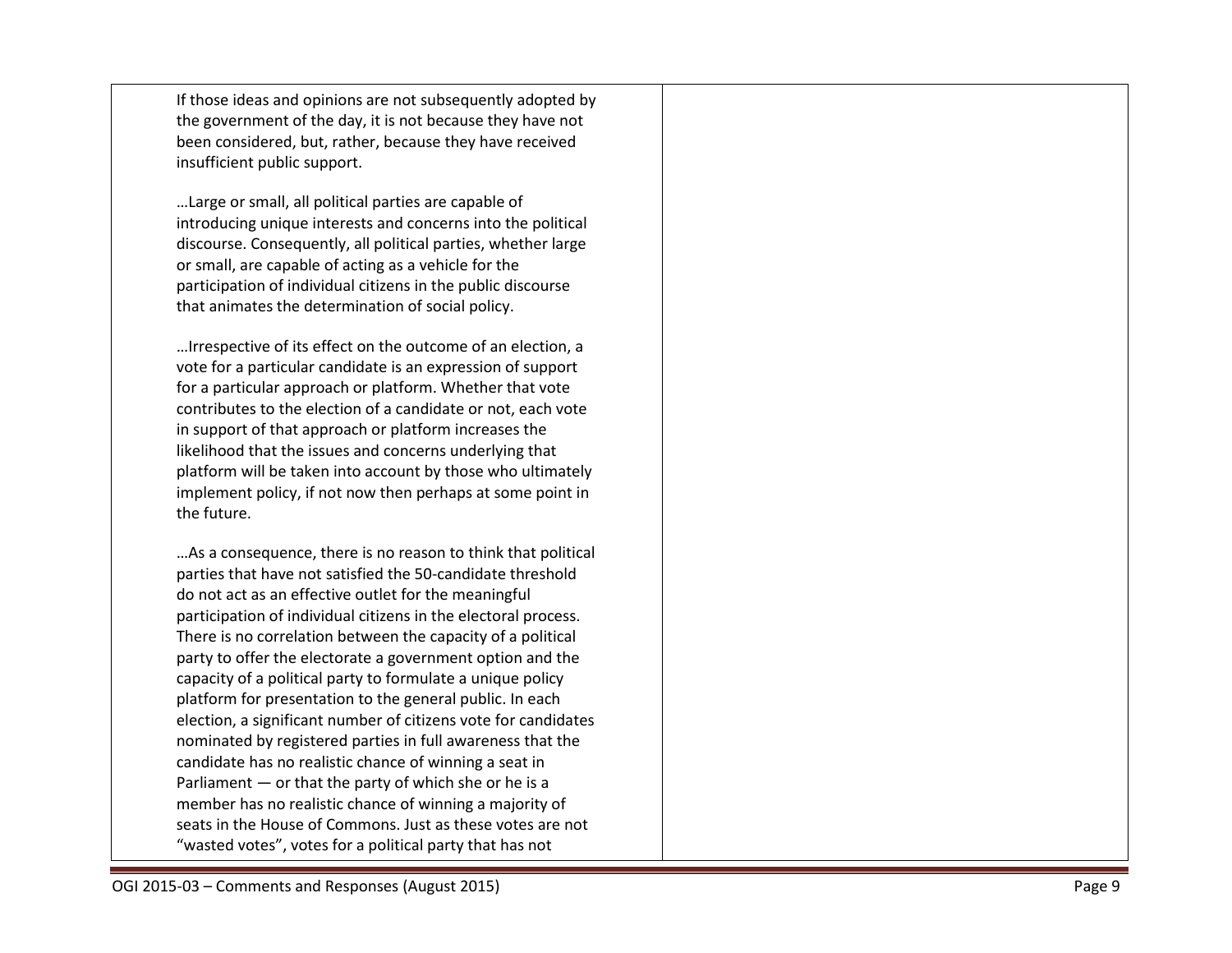If those ideas and opinions are not subsequently adopted by the government of the day, it is not because they have not been considered, but, rather, because they have received insufficient public support.

…Large or small, all political parties are capable of introducing unique interests and concerns into the political discourse. Consequently, all political parties, whether large or small, are capable of acting as a vehicle for the participation of individual citizens in the public discourse that animates the determination of social policy.

…Irrespective of its effect on the outcome of an election, a vote for a particular candidate is an expression of support for a particular approach or platform. Whether that vote contributes to the election of a candidate or not, each vote in support of that approach or platform increases the likelihood that the issues and concerns underlying that platform will be taken into account by those who ultimately implement policy, if not now then perhaps at some point in the future.

…As a consequence, there is no reason to think that political parties that have not satisfied the 50-candidate threshold do not act as an effective outlet for the meaningful participation of individual citizens in the electoral process. There is no correlation between the capacity of a political party to offer the electorate a government option and the capacity of a political party to formulate a unique policy platform for presentation to the general public. In each election, a significant number of citizens vote for candidates nominated by registered parties in full awareness that the candidate has no realistic chance of winning a seat in Parliament — or that the party of which she or he is a member has no realistic chance of winning a majority of seats in the House of Commons. Just as these votes are not "wasted votes", votes for a political party that has not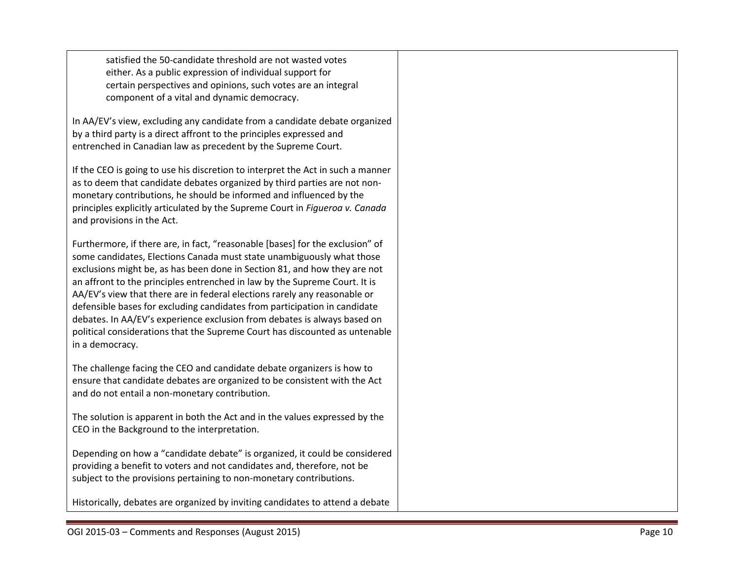> satisfied the 50-candidate threshold are not wasted votes either. As a public expression of individual support for certain perspectives and opinions, such votes are an integral component of a vital and dynamic democracy.

In AA/EV's view, excluding any candidate from a candidate debate organized by a third party is a direct affront to the principles expressed and entrenched in Canadian law as precedent by the Supreme Court.

If the CEO is going to use his discretion to interpret the Act in such a manner as to deem that candidate debates organized by third parties are not non-monetary contributions, he should be informed and influenced by the principles explicitly articulated by the Supreme Court in *Figueroa v. Canada* and provisions in the Act.

Furthermore, if there are, in fact, "reasonable [bases] for the exclusion" of some candidates, Elections Canada must state unambiguously what those exclusions might be, as has been done in Section 81, and how they are not an affront to the principles entrenched in law by the Supreme Court. It is AA/EV's view that there are in federal elections rarely any reasonable or defensible bases for excluding candidates from participation in candidate debates. In AA/EV's experience exclusion from debates is always based on political considerations that the Supreme Court has discounted as untenable in a democracy.

The challenge facing the CEO and candidate debate organizers is how to ensure that candidate debates are organized to be consistent with the Act and do not entail a non-monetary contribution.

The solution is apparent in both the Act and in the values expressed by the CEO in the Background to the interpretation.

Depending on how a "candidate debate" is organized, it could be considered providing a benefit to voters and not candidates and, therefore, not be subject to the provisions pertaining to non-monetary contributions.

Historically, debates are organized by inviting candidates to attend a debate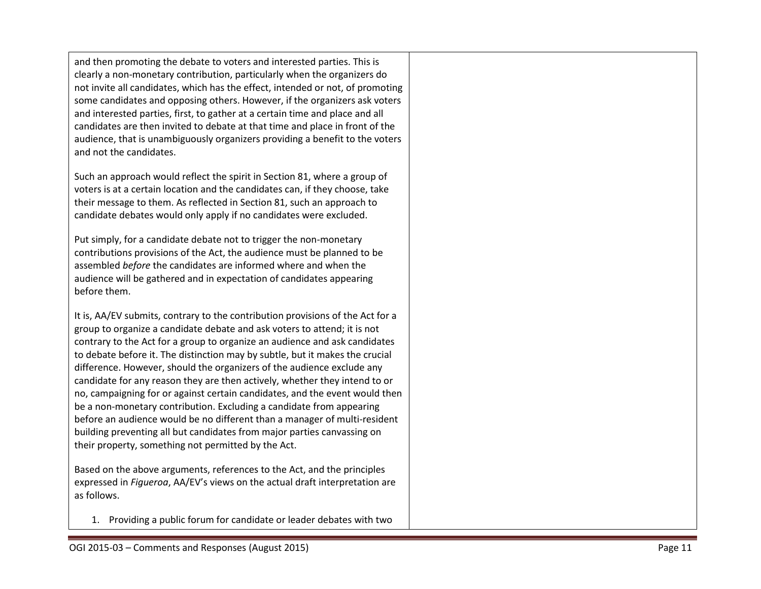| | |
|---|---|
| and then promoting the debate to voters and interested parties. This is clearly a non-monetary contribution, particularly when the organizers do not invite all candidates, which has the effect, intended or not, of promoting some candidates and opposing others. However, if the organizers ask voters and interested parties, first, to gather at a certain time and place and all candidates are then invited to debate at that time and place in front of the audience, that is unambiguously organizers providing a benefit to the voters and not the candidates.<br><br>Such an approach would reflect the spirit in Section 81, where a group of voters is at a certain location and the candidates can, if they choose, take their message to them. As reflected in Section 81, such an approach to candidate debates would only apply if no candidates were excluded.<br><br>Put simply, for a candidate debate not to trigger the non-monetary contributions provisions of the Act, the audience must be planned to be assembled *before* the candidates are informed where and when the audience will be gathered and in expectation of candidates appearing before them.<br><br>It is, AA/EV submits, contrary to the contribution provisions of the Act for a group to organize a candidate debate and ask voters to attend; it is not contrary to the Act for a group to organize an audience and ask candidates to debate before it. The distinction may by subtle, but it makes the crucial difference. However, should the organizers of the audience exclude any candidate for any reason they are then actively, whether they intend to or no, campaigning for or against certain candidates, and the event would then be a non-monetary contribution. Excluding a candidate from appearing before an audience would be no different than a manager of multi-resident building preventing all but candidates from major parties canvassing on their property, something not permitted by the Act.<br><br>Based on the above arguments, references to the Act, and the principles expressed in *Figueroa*, AA/EV's views on the actual draft interpretation are as follows.<br><br>1. Providing a public forum for candidate or leader debates with two | |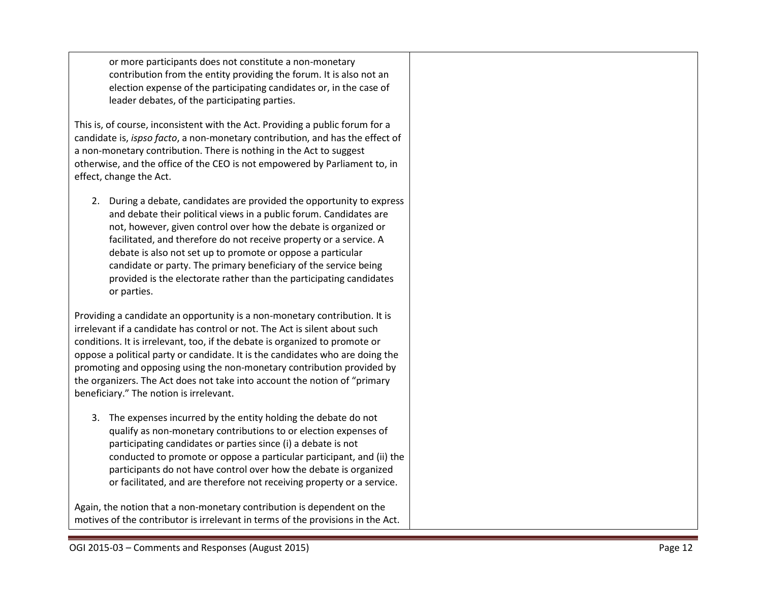| | |
|---|---|
| or more participants does not constitute a non-monetary contribution from the entity providing the forum. It is also not an election expense of the participating candidates or, in the case of leader debates, of the participating parties.<br><br>This is, of course, inconsistent with the Act. Providing a public forum for a candidate is, *ispso facto*, a non-monetary contribution, and has the effect of a non-monetary contribution. There is nothing in the Act to suggest otherwise, and the office of the CEO is not empowered by Parliament to, in effect, change the Act.<br><br>2. During a debate, candidates are provided the opportunity to express and debate their political views in a public forum. Candidates are not, however, given control over how the debate is organized or facilitated, and therefore do not receive property or a service. A debate is also not set up to promote or oppose a particular candidate or party. The primary beneficiary of the service being provided is the electorate rather than the participating candidates or parties.<br><br>Providing a candidate an opportunity is a non-monetary contribution. It is irrelevant if a candidate has control or not. The Act is silent about such conditions. It is irrelevant, too, if the debate is organized to promote or oppose a political party or candidate. It is the candidates who are doing the promoting and opposing using the non-monetary contribution provided by the organizers. The Act does not take into account the notion of "primary beneficiary." The notion is irrelevant.<br><br>3. The expenses incurred by the entity holding the debate do not qualify as non-monetary contributions to or election expenses of participating candidates or parties since (i) a debate is not conducted to promote or oppose a particular participant, and (ii) the participants do not have control over how the debate is organized or facilitated, and are therefore not receiving property or a service.<br><br>Again, the notion that a non-monetary contribution is dependent on the motives of the contributor is irrelevant in terms of the provisions in the Act. | |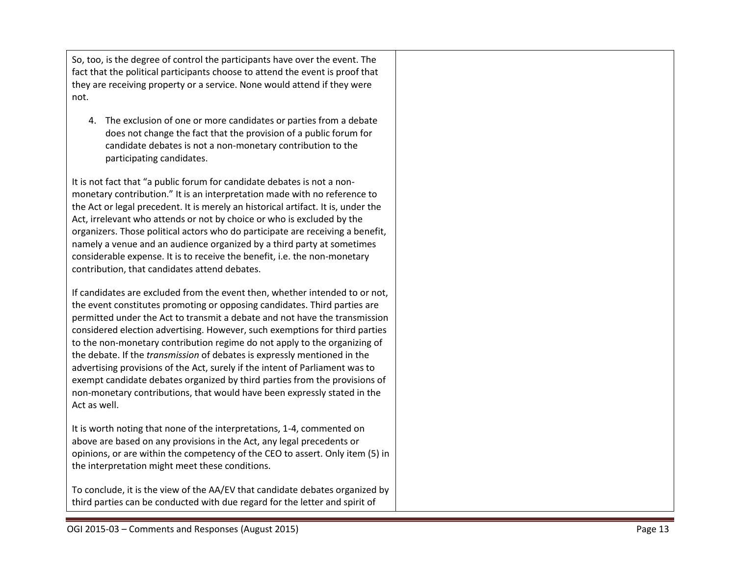So, too, is the degree of control the participants have over the event. The fact that the political participants choose to attend the event is proof that they are receiving property or a service. None would attend if they were not.

4. The exclusion of one or more candidates or parties from a debate does not change the fact that the provision of a public forum for candidate debates is not a non-monetary contribution to the participating candidates.

It is not fact that "a public forum for candidate debates is not a non-monetary contribution." It is an interpretation made with no reference to the Act or legal precedent. It is merely an historical artifact. It is, under the Act, irrelevant who attends or not by choice or who is excluded by the organizers. Those political actors who do participate are receiving a benefit, namely a venue and an audience organized by a third party at sometimes considerable expense. It is to receive the benefit, i.e. the non-monetary contribution, that candidates attend debates.

If candidates are excluded from the event then, whether intended to or not, the event constitutes promoting or opposing candidates. Third parties are permitted under the Act to transmit a debate and not have the transmission considered election advertising. However, such exemptions for third parties to the non-monetary contribution regime do not apply to the organizing of the debate. If the *transmission* of debates is expressly mentioned in the advertising provisions of the Act, surely if the intent of Parliament was to exempt candidate debates organized by third parties from the provisions of non-monetary contributions, that would have been expressly stated in the Act as well.

It is worth noting that none of the interpretations, 1-4, commented on above are based on any provisions in the Act, any legal precedents or opinions, or are within the competency of the CEO to assert. Only item (5) in the interpretation might meet these conditions.

To conclude, it is the view of the AA/EV that candidate debates organized by third parties can be conducted with due regard for the letter and spirit of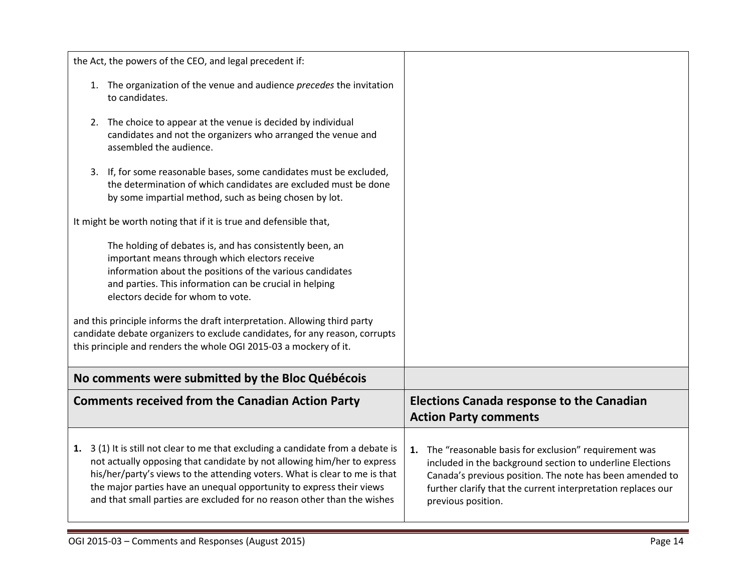| | |
|---|---|
| the Act, the powers of the CEO, and legal precedent if:<br><br>1. The organization of the venue and audience *precedes* the invitation to candidates.<br><br>2. The choice to appear at the venue is decided by individual candidates and not the organizers who arranged the venue and assembled the audience.<br><br>3. If, for some reasonable bases, some candidates must be excluded, the determination of which candidates are excluded must be done by some impartial method, such as being chosen by lot.<br><br>It might be worth noting that if it is true and defensible that,<br><br>> The holding of debates is, and has consistently been, an important means through which electors receive information about the positions of the various candidates and parties. This information can be crucial in helping electors decide for whom to vote.<br><br>and this principle informs the draft interpretation. Allowing third party candidate debate organizers to exclude candidates, for any reason, corrupts this principle and renders the whole OGI 2015-03 a mockery of it. | |
| **No comments were submitted by the Bloc Québécois** | |
| **Comments received from the Canadian Action Party** | **Elections Canada response to the Canadian Action Party comments** |
| **1.** 3 (1) It is still not clear to me that excluding a candidate from a debate is not actually opposing that candidate by not allowing him/her to express his/her/party's views to the attending voters. What is clear to me is that the major parties have an unequal opportunity to express their views and that small parties are excluded for no reason other than the wishes | **1.** The "reasonable basis for exclusion" requirement was included in the background section to underline Elections Canada's previous position. The note has been amended to further clarify that the current interpretation replaces our previous position. |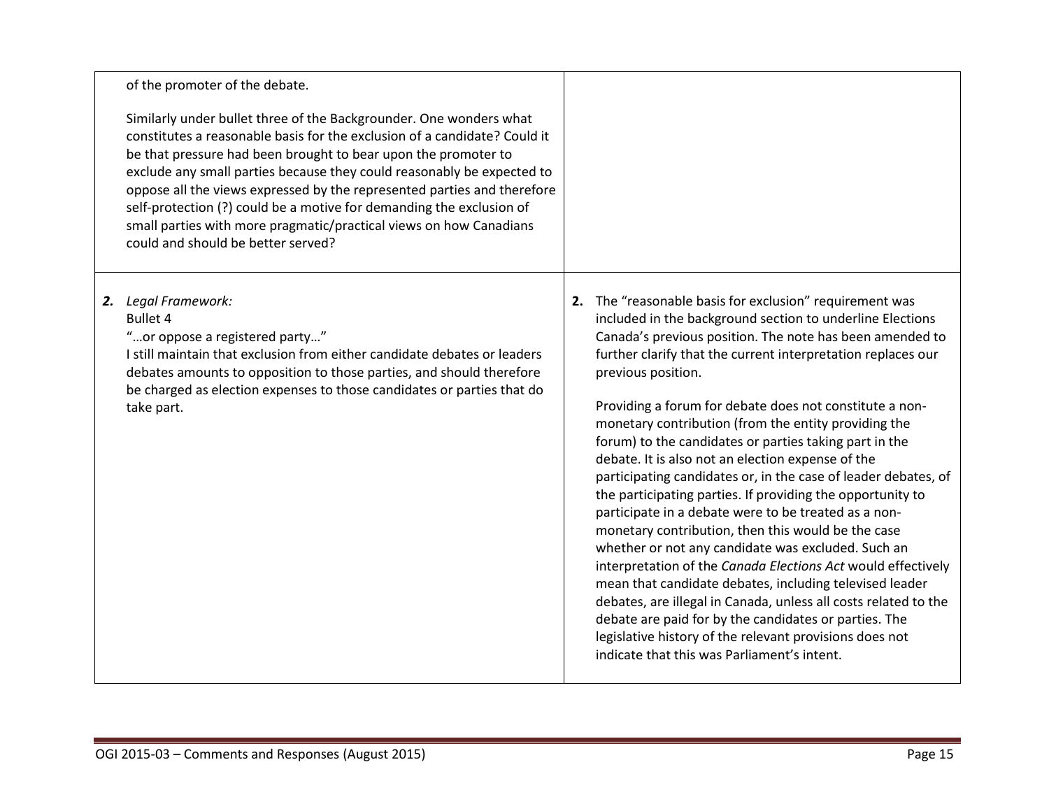| | |
|---|---|
| of the promoter of the debate.<br><br>Similarly under bullet three of the Backgrounder. One wonders what constitutes a reasonable basis for the exclusion of a candidate? Could it be that pressure had been brought to bear upon the promoter to exclude any small parties because they could reasonably be expected to oppose all the views expressed by the represented parties and therefore self-protection (?) could be a motive for demanding the exclusion of small parties with more pragmatic/practical views on how Canadians could and should be better served? | |
| ***2.*** *Legal Framework:*<br>Bullet 4<br>"…or oppose a registered party…"<br>I still maintain that exclusion from either candidate debates or leaders debates amounts to opposition to those parties, and should therefore be charged as election expenses to those candidates or parties that do take part. | **2.** The "reasonable basis for exclusion" requirement was included in the background section to underline Elections Canada's previous position. The note has been amended to further clarify that the current interpretation replaces our previous position.<br><br>Providing a forum for debate does not constitute a non-monetary contribution (from the entity providing the forum) to the candidates or parties taking part in the debate. It is also not an election expense of the participating candidates or, in the case of leader debates, of the participating parties. If providing the opportunity to participate in a debate were to be treated as a non-monetary contribution, then this would be the case whether or not any candidate was excluded. Such an interpretation of the *Canada Elections Act* would effectively mean that candidate debates, including televised leader debates, are illegal in Canada, unless all costs related to the debate are paid for by the candidates or parties. The legislative history of the relevant provisions does not indicate that this was Parliament's intent. |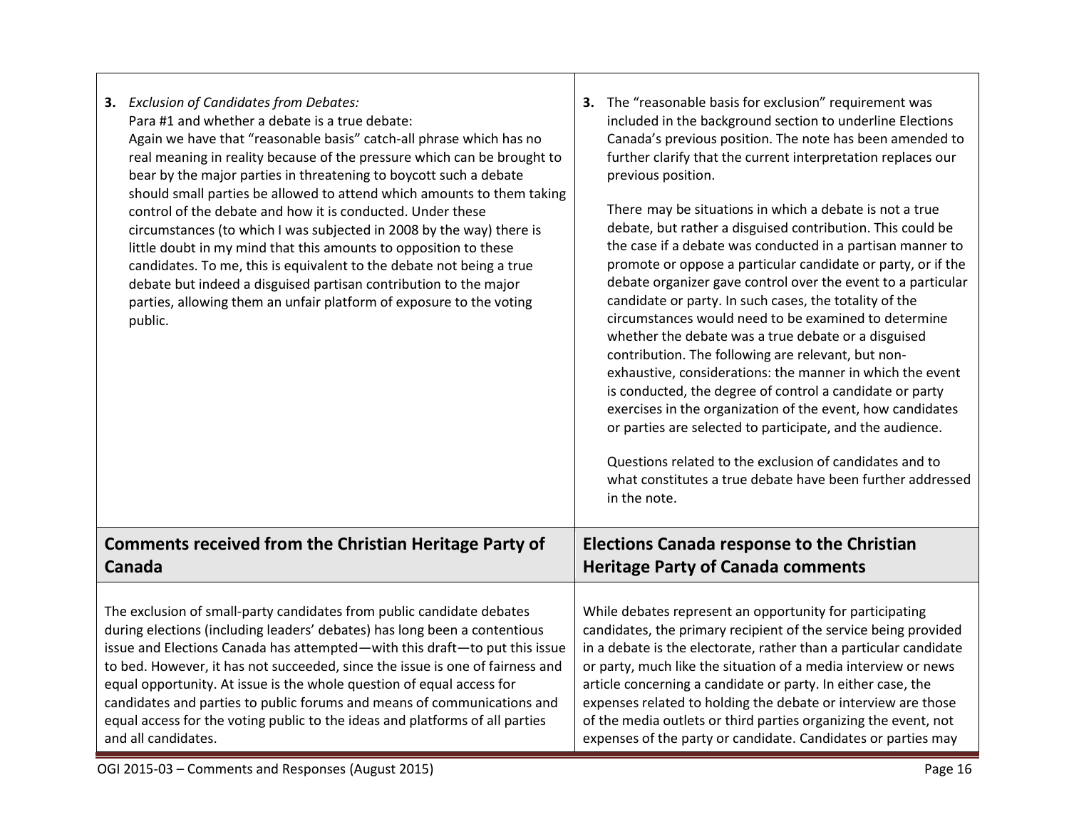| | |
|---|---|
| **3.** *Exclusion of Candidates from Debates:*<br>Para #1 and whether a debate is a true debate:<br>Again we have that "reasonable basis" catch-all phrase which has no real meaning in reality because of the pressure which can be brought to bear by the major parties in threatening to boycott such a debate should small parties be allowed to attend which amounts to them taking control of the debate and how it is conducted. Under these circumstances (to which I was subjected in 2008 by the way) there is little doubt in my mind that this amounts to opposition to these candidates. To me, this is equivalent to the debate not being a true debate but indeed a disguised partisan contribution to the major parties, allowing them an unfair platform of exposure to the voting public. | **3.** The "reasonable basis for exclusion" requirement was included in the background section to underline Elections Canada's previous position. The note has been amended to further clarify that the current interpretation replaces our previous position.<br><br>There may be situations in which a debate is not a true debate, but rather a disguised contribution. This could be the case if a debate was conducted in a partisan manner to promote or oppose a particular candidate or party, or if the debate organizer gave control over the event to a particular candidate or party. In such cases, the totality of the circumstances would need to be examined to determine whether the debate was a true debate or a disguised contribution. The following are relevant, but non-exhaustive, considerations: the manner in which the event is conducted, the degree of control a candidate or party exercises in the organization of the event, how candidates or parties are selected to participate, and the audience.<br><br>Questions related to the exclusion of candidates and to what constitutes a true debate have been further addressed in the note. |
| **Comments received from the Christian Heritage Party of Canada** | **Elections Canada response to the Christian Heritage Party of Canada comments** |
| The exclusion of small-party candidates from public candidate debates during elections (including leaders' debates) has long been a contentious issue and Elections Canada has attempted—with this draft—to put this issue to bed. However, it has not succeeded, since the issue is one of fairness and equal opportunity. At issue is the whole question of equal access for candidates and parties to public forums and means of communications and equal access for the voting public to the ideas and platforms of all parties and all candidates. | While debates represent an opportunity for participating candidates, the primary recipient of the service being provided in a debate is the electorate, rather than a particular candidate or party, much like the situation of a media interview or news article concerning a candidate or party. In either case, the expenses related to holding the debate or interview are those of the media outlets or third parties organizing the event, not expenses of the party or candidate. Candidates or parties may |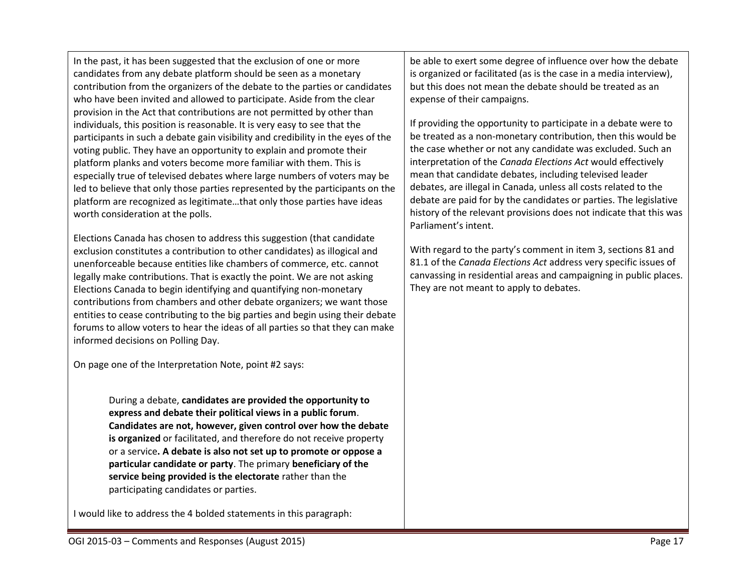In the past, it has been suggested that the exclusion of one or more candidates from any debate platform should be seen as a monetary contribution from the organizers of the debate to the parties or candidates who have been invited and allowed to participate. Aside from the clear provision in the Act that contributions are not permitted by other than individuals, this position is reasonable. It is very easy to see that the participants in such a debate gain visibility and credibility in the eyes of the voting public. They have an opportunity to explain and promote their platform planks and voters become more familiar with them. This is especially true of televised debates where large numbers of voters may be led to believe that only those parties represented by the participants on the platform are recognized as legitimate…that only those parties have ideas worth consideration at the polls.

Elections Canada has chosen to address this suggestion (that candidate exclusion constitutes a contribution to other candidates) as illogical and unenforceable because entities like chambers of commerce, etc. cannot legally make contributions. That is exactly the point. We are not asking Elections Canada to begin identifying and quantifying non-monetary contributions from chambers and other debate organizers; we want those entities to cease contributing to the big parties and begin using their debate forums to allow voters to hear the ideas of all parties so that they can make informed decisions on Polling Day.

On page one of the Interpretation Note, point #2 says:

> During a debate, **candidates are provided the opportunity to express and debate their political views in a public forum**. **Candidates are not, however, given control over how the debate is organized** or facilitated, and therefore do not receive property or a service**. A debate is also not set up to promote or oppose a particular candidate or party**. The primary **beneficiary of the service being provided is the electorate** rather than the participating candidates or parties.

I would like to address the 4 bolded statements in this paragraph:

be able to exert some degree of influence over how the debate is organized or facilitated (as is the case in a media interview), but this does not mean the debate should be treated as an expense of their campaigns.

If providing the opportunity to participate in a debate were to be treated as a non-monetary contribution, then this would be the case whether or not any candidate was excluded. Such an interpretation of the *Canada Elections Act* would effectively mean that candidate debates, including televised leader debates, are illegal in Canada, unless all costs related to the debate are paid for by the candidates or parties. The legislative history of the relevant provisions does not indicate that this was Parliament's intent.

With regard to the party's comment in item 3, sections 81 and 81.1 of the *Canada Elections Act* address very specific issues of canvassing in residential areas and campaigning in public places. They are not meant to apply to debates.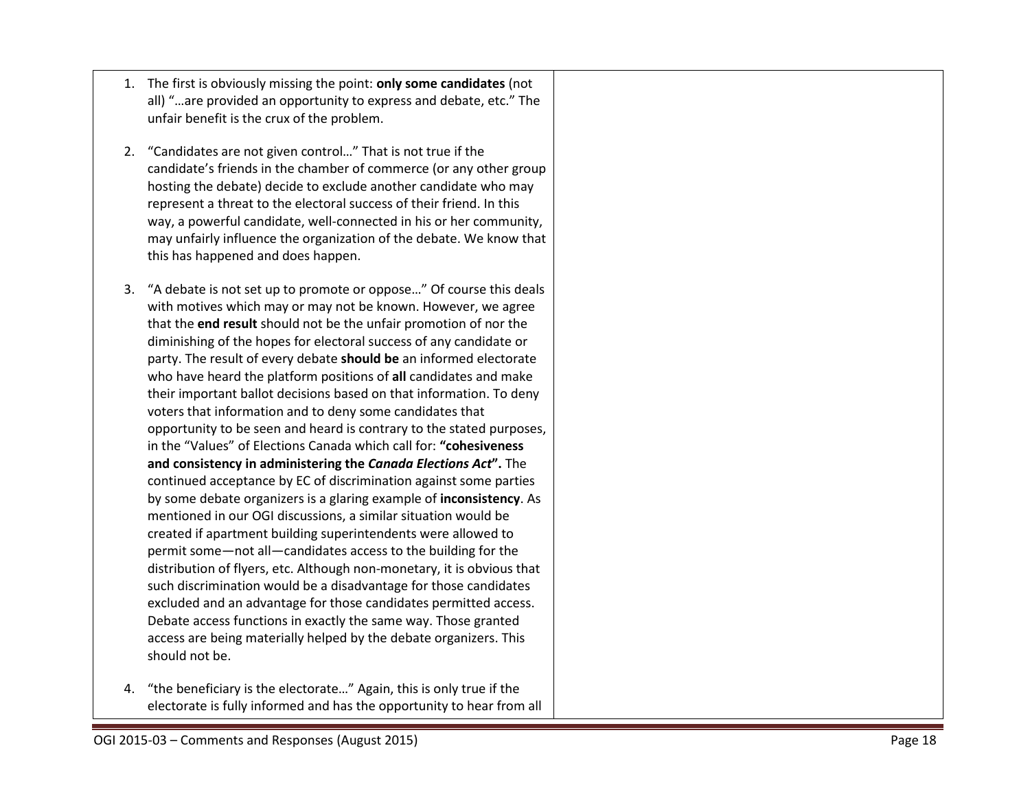| | |
|---|---|
| 1. The first is obviously missing the point: **only some candidates** (not all) "…are provided an opportunity to express and debate, etc." The unfair benefit is the crux of the problem.<br><br>2. "Candidates are not given control…" That is not true if the candidate's friends in the chamber of commerce (or any other group hosting the debate) decide to exclude another candidate who may represent a threat to the electoral success of their friend. In this way, a powerful candidate, well-connected in his or her community, may unfairly influence the organization of the debate. We know that this has happened and does happen.<br><br>3. "A debate is not set up to promote or oppose…" Of course this deals with motives which may or may not be known. However, we agree that the **end result** should not be the unfair promotion of nor the diminishing of the hopes for electoral success of any candidate or party. The result of every debate **should be** an informed electorate who have heard the platform positions of **all** candidates and make their important ballot decisions based on that information. To deny voters that information and to deny some candidates that opportunity to be seen and heard is contrary to the stated purposes, in the "Values" of Elections Canada which call for: **"cohesiveness and consistency in administering the *Canada Elections Act*".** The continued acceptance by EC of discrimination against some parties by some debate organizers is a glaring example of **inconsistency**. As mentioned in our OGI discussions, a similar situation would be created if apartment building superintendents were allowed to permit some—not all—candidates access to the building for the distribution of flyers, etc. Although non-monetary, it is obvious that such discrimination would be a disadvantage for those candidates excluded and an advantage for those candidates permitted access. Debate access functions in exactly the same way. Those granted access are being materially helped by the debate organizers. This should not be.<br><br>4. "the beneficiary is the electorate…" Again, this is only true if the electorate is fully informed and has the opportunity to hear from all | |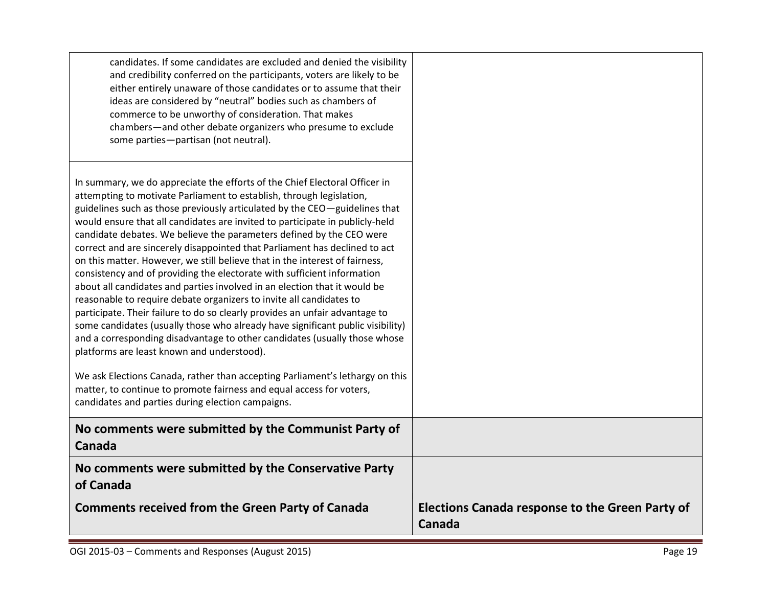| | |
|---|---|
| candidates. If some candidates are excluded and denied the visibility and credibility conferred on the participants, voters are likely to be either entirely unaware of those candidates or to assume that their ideas are considered by "neutral" bodies such as chambers of commerce to be unworthy of consideration. That makes chambers—and other debate organizers who presume to exclude some parties—partisan (not neutral). | |
| In summary, we do appreciate the efforts of the Chief Electoral Officer in attempting to motivate Parliament to establish, through legislation, guidelines such as those previously articulated by the CEO—guidelines that would ensure that all candidates are invited to participate in publicly-held candidate debates. We believe the parameters defined by the CEO were correct and are sincerely disappointed that Parliament has declined to act on this matter. However, we still believe that in the interest of fairness, consistency and of providing the electorate with sufficient information about all candidates and parties involved in an election that it would be reasonable to require debate organizers to invite all candidates to participate. Their failure to do so clearly provides an unfair advantage to some candidates (usually those who already have significant public visibility) and a corresponding disadvantage to other candidates (usually those whose platforms are least known and understood).<br><br>We ask Elections Canada, rather than accepting Parliament's lethargy on this matter, to continue to promote fairness and equal access for voters, candidates and parties during election campaigns. | |
| **No comments were submitted by the Communist Party of Canada** | |
| **No comments were submitted by the Conservative Party of Canada**<br><br>**Comments received from the Green Party of Canada** | **Elections Canada response to the Green Party of Canada** |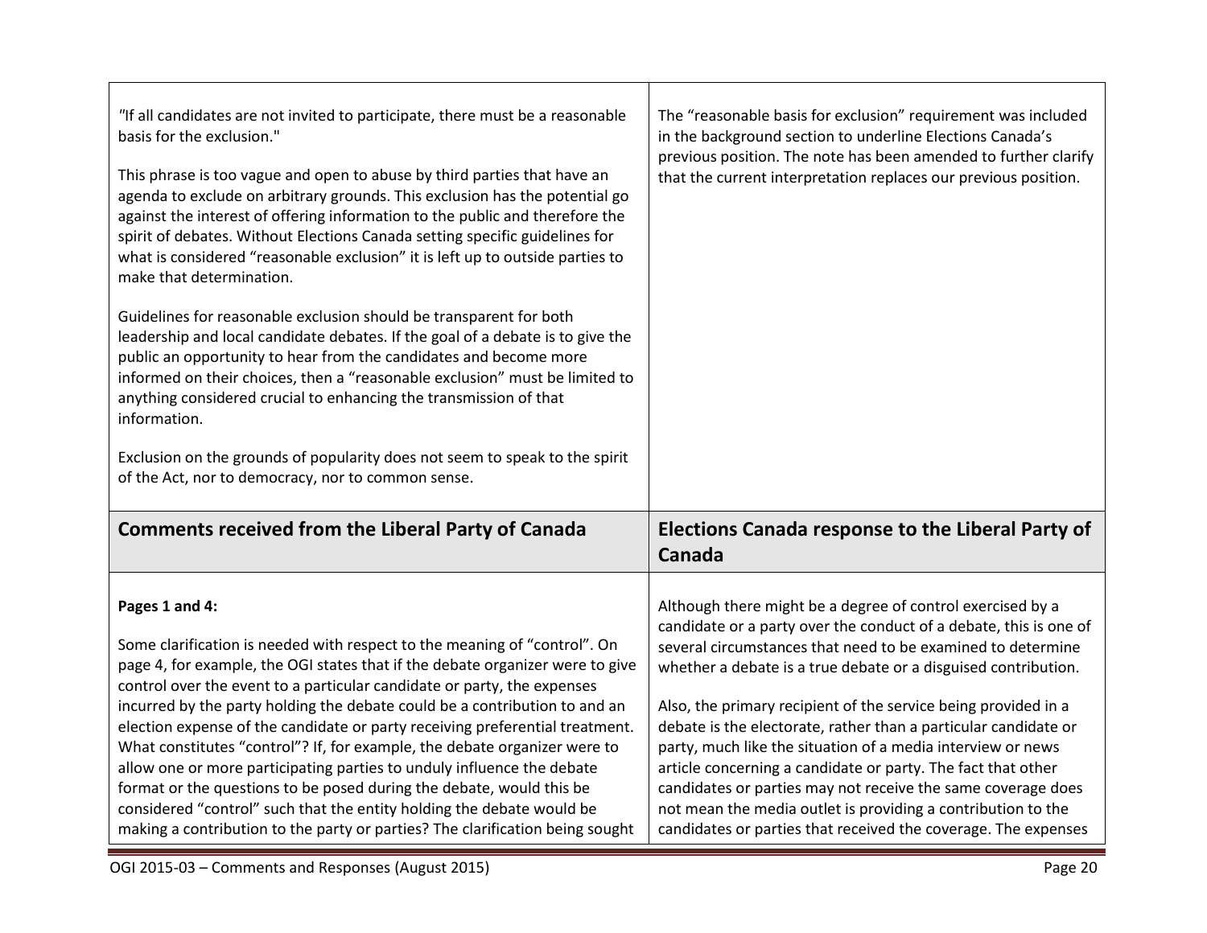| | |
|---|---|
| "If all candidates are not invited to participate, there must be a reasonable basis for the exclusion."<br><br>This phrase is too vague and open to abuse by third parties that have an agenda to exclude on arbitrary grounds. This exclusion has the potential go against the interest of offering information to the public and therefore the spirit of debates. Without Elections Canada setting specific guidelines for what is considered "reasonable exclusion" it is left up to outside parties to make that determination.<br><br>Guidelines for reasonable exclusion should be transparent for both leadership and local candidate debates. If the goal of a debate is to give the public an opportunity to hear from the candidates and become more informed on their choices, then a "reasonable exclusion" must be limited to anything considered crucial to enhancing the transmission of that information.<br><br>Exclusion on the grounds of popularity does not seem to speak to the spirit of the Act, nor to democracy, nor to common sense. | The "reasonable basis for exclusion" requirement was included in the background section to underline Elections Canada's previous position. The note has been amended to further clarify that the current interpretation replaces our previous position. |
| **Comments received from the Liberal Party of Canada** | **Elections Canada response to the Liberal Party of Canada** |
| **Pages 1 and 4:**<br><br>Some clarification is needed with respect to the meaning of "control". On page 4, for example, the OGI states that if the debate organizer were to give control over the event to a particular candidate or party, the expenses incurred by the party holding the debate could be a contribution to and an election expense of the candidate or party receiving preferential treatment. What constitutes "control"? If, for example, the debate organizer were to allow one or more participating parties to unduly influence the debate format or the questions to be posed during the debate, would this be considered "control" such that the entity holding the debate would be making a contribution to the party or parties? The clarification being sought | Although there might be a degree of control exercised by a candidate or a party over the conduct of a debate, this is one of several circumstances that need to be examined to determine whether a debate is a true debate or a disguised contribution.<br><br>Also, the primary recipient of the service being provided in a debate is the electorate, rather than a particular candidate or party, much like the situation of a media interview or news article concerning a candidate or party. The fact that other candidates or parties may not receive the same coverage does not mean the media outlet is providing a contribution to the candidates or parties that received the coverage. The expenses |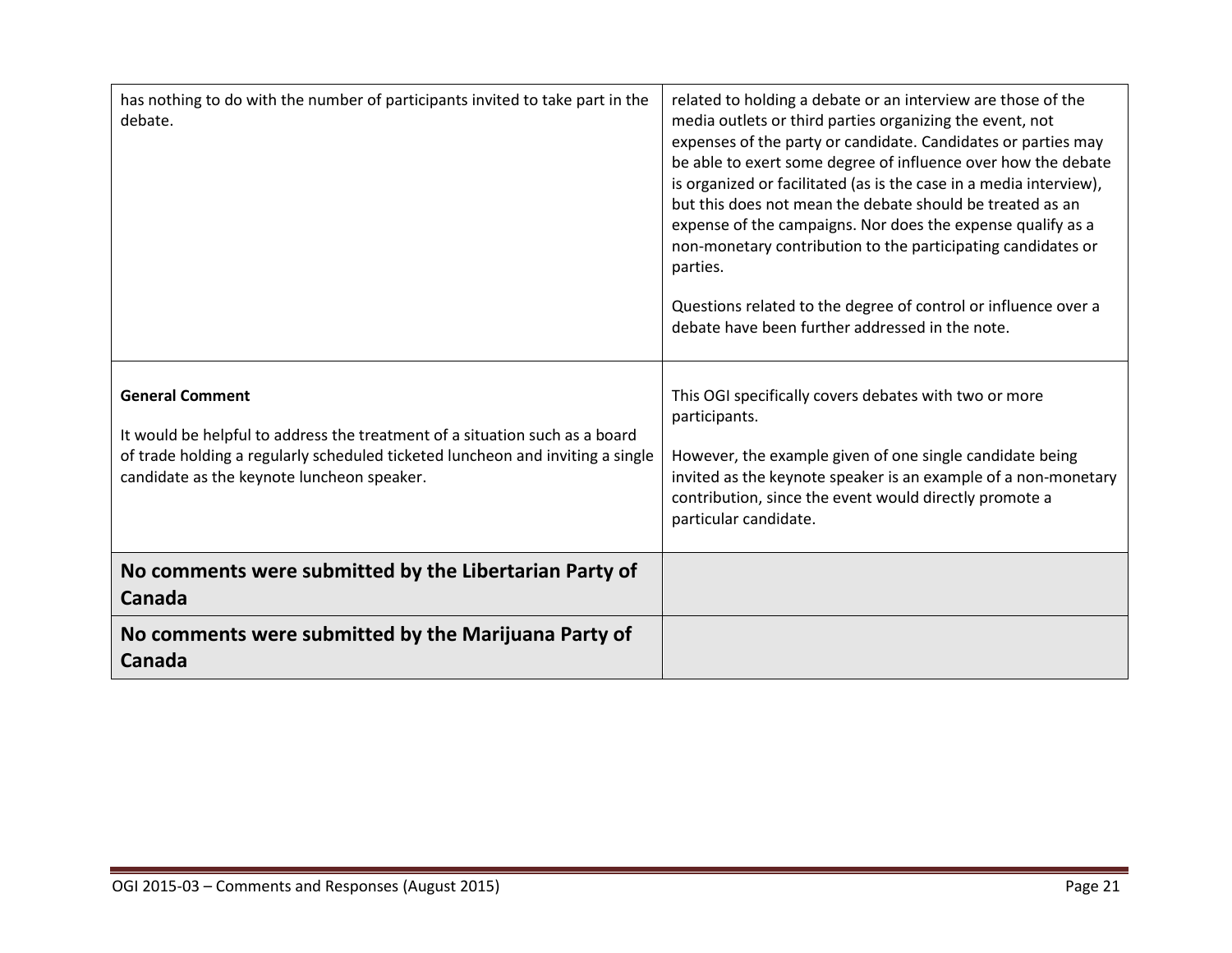| | |
|---|---|
| has nothing to do with the number of participants invited to take part in the debate. | related to holding a debate or an interview are those of the media outlets or third parties organizing the event, not expenses of the party or candidate. Candidates or parties may be able to exert some degree of influence over how the debate is organized or facilitated (as is the case in a media interview), but this does not mean the debate should be treated as an expense of the campaigns. Nor does the expense qualify as a non-monetary contribution to the participating candidates or parties.<br><br>Questions related to the degree of control or influence over a debate have been further addressed in the note. |
| **General Comment**<br><br>It would be helpful to address the treatment of a situation such as a board of trade holding a regularly scheduled ticketed luncheon and inviting a single candidate as the keynote luncheon speaker. | This OGI specifically covers debates with two or more participants.<br><br>However, the example given of one single candidate being invited as the keynote speaker is an example of a non-monetary contribution, since the event would directly promote a particular candidate. |
| **No comments were submitted by the Libertarian Party of Canada** | |
| **No comments were submitted by the Marijuana Party of Canada** | |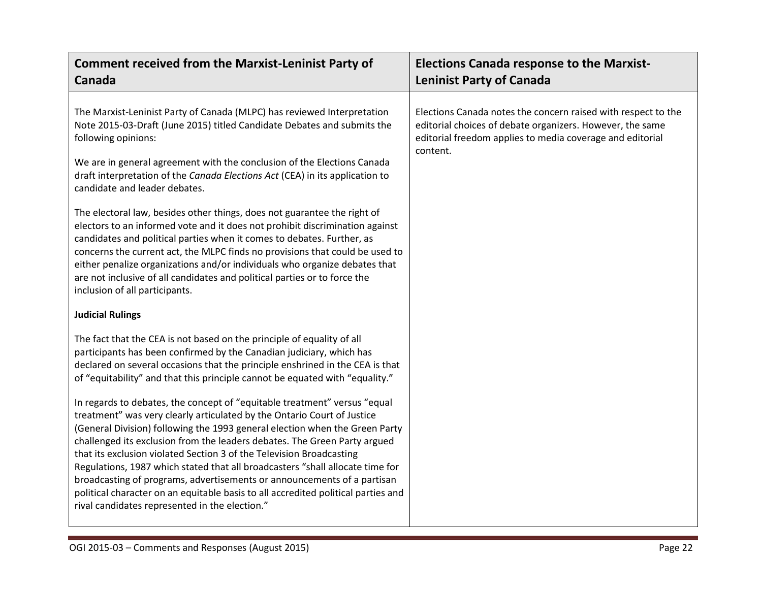| Comment received from the Marxist-Leninist Party of Canada | Elections Canada response to the Marxist-Leninist Party of Canada |
|---|---|
| The Marxist-Leninist Party of Canada (MLPC) has reviewed Interpretation Note 2015-03-Draft (June 2015) titled Candidate Debates and submits the following opinions:<br><br>We are in general agreement with the conclusion of the Elections Canada draft interpretation of the *Canada Elections Act* (CEA) in its application to candidate and leader debates.<br><br>The electoral law, besides other things, does not guarantee the right of electors to an informed vote and it does not prohibit discrimination against candidates and political parties when it comes to debates. Further, as concerns the current act, the MLPC finds no provisions that could be used to either penalize organizations and/or individuals who organize debates that are not inclusive of all candidates and political parties or to force the inclusion of all participants.<br><br>**Judicial Rulings**<br><br>The fact that the CEA is not based on the principle of equality of all participants has been confirmed by the Canadian judiciary, which has declared on several occasions that the principle enshrined in the CEA is that of "equitability" and that this principle cannot be equated with "equality."<br><br>In regards to debates, the concept of "equitable treatment" versus "equal treatment" was very clearly articulated by the Ontario Court of Justice (General Division) following the 1993 general election when the Green Party challenged its exclusion from the leaders debates. The Green Party argued that its exclusion violated Section 3 of the Television Broadcasting Regulations, 1987 which stated that all broadcasters "shall allocate time for broadcasting of programs, advertisements or announcements of a partisan political character on an equitable basis to all accredited political parties and rival candidates represented in the election." | Elections Canada notes the concern raised with respect to the editorial choices of debate organizers. However, the same editorial freedom applies to media coverage and editorial content. |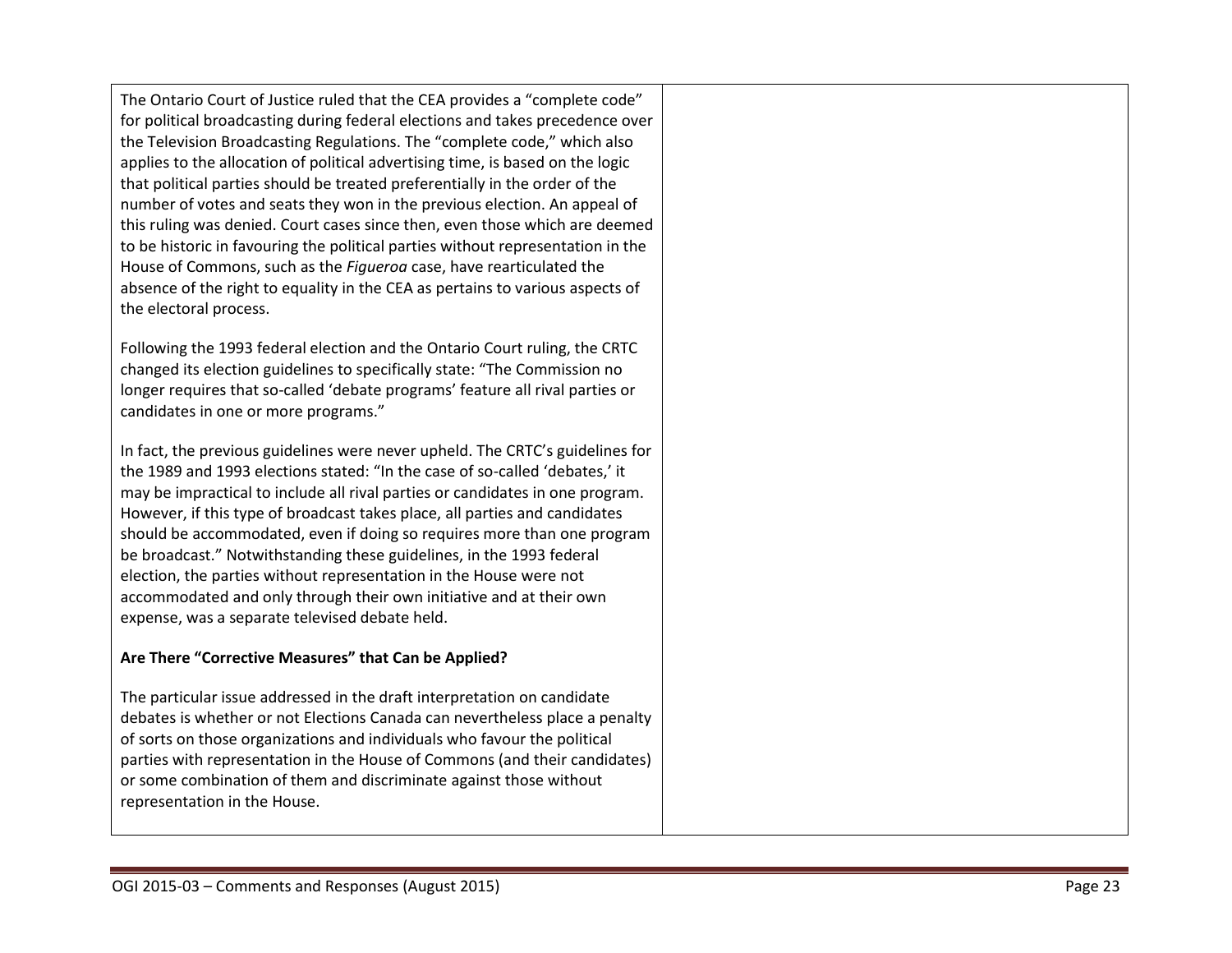The Ontario Court of Justice ruled that the CEA provides a "complete code" for political broadcasting during federal elections and takes precedence over the Television Broadcasting Regulations. The "complete code," which also applies to the allocation of political advertising time, is based on the logic that political parties should be treated preferentially in the order of the number of votes and seats they won in the previous election. An appeal of this ruling was denied. Court cases since then, even those which are deemed to be historic in favouring the political parties without representation in the House of Commons, such as the *Figueroa* case, have rearticulated the absence of the right to equality in the CEA as pertains to various aspects of the electoral process.

Following the 1993 federal election and the Ontario Court ruling, the CRTC changed its election guidelines to specifically state: "The Commission no longer requires that so-called 'debate programs' feature all rival parties or candidates in one or more programs."

In fact, the previous guidelines were never upheld. The CRTC's guidelines for the 1989 and 1993 elections stated: "In the case of so-called 'debates,' it may be impractical to include all rival parties or candidates in one program. However, if this type of broadcast takes place, all parties and candidates should be accommodated, even if doing so requires more than one program be broadcast." Notwithstanding these guidelines, in the 1993 federal election, the parties without representation in the House were not accommodated and only through their own initiative and at their own expense, was a separate televised debate held.

**Are There "Corrective Measures" that Can be Applied?**

The particular issue addressed in the draft interpretation on candidate debates is whether or not Elections Canada can nevertheless place a penalty of sorts on those organizations and individuals who favour the political parties with representation in the House of Commons (and their candidates) or some combination of them and discriminate against those without representation in the House.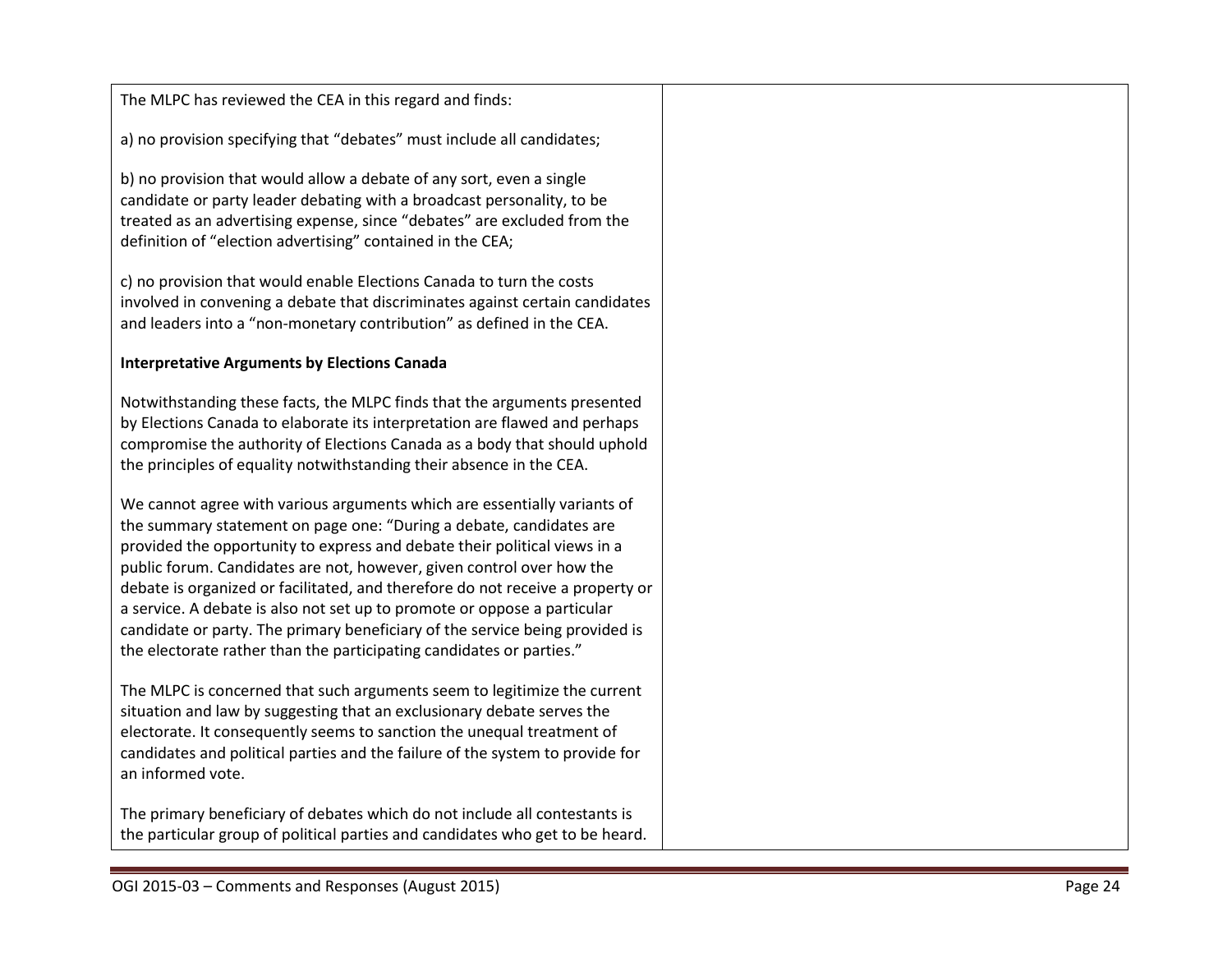| | |
|---|---|
| The MLPC has reviewed the CEA in this regard and finds:<br><br>a) no provision specifying that "debates" must include all candidates;<br><br>b) no provision that would allow a debate of any sort, even a single candidate or party leader debating with a broadcast personality, to be treated as an advertising expense, since "debates" are excluded from the definition of "election advertising" contained in the CEA;<br><br>c) no provision that would enable Elections Canada to turn the costs involved in convening a debate that discriminates against certain candidates and leaders into a "non-monetary contribution" as defined in the CEA.<br><br>**Interpretative Arguments by Elections Canada**<br><br>Notwithstanding these facts, the MLPC finds that the arguments presented by Elections Canada to elaborate its interpretation are flawed and perhaps compromise the authority of Elections Canada as a body that should uphold the principles of equality notwithstanding their absence in the CEA.<br><br>We cannot agree with various arguments which are essentially variants of the summary statement on page one: "During a debate, candidates are provided the opportunity to express and debate their political views in a public forum. Candidates are not, however, given control over how the debate is organized or facilitated, and therefore do not receive a property or a service. A debate is also not set up to promote or oppose a particular candidate or party. The primary beneficiary of the service being provided is the electorate rather than the participating candidates or parties."<br><br>The MLPC is concerned that such arguments seem to legitimize the current situation and law by suggesting that an exclusionary debate serves the electorate. It consequently seems to sanction the unequal treatment of candidates and political parties and the failure of the system to provide for an informed vote.<br><br>The primary beneficiary of debates which do not include all contestants is the particular group of political parties and candidates who get to be heard. | |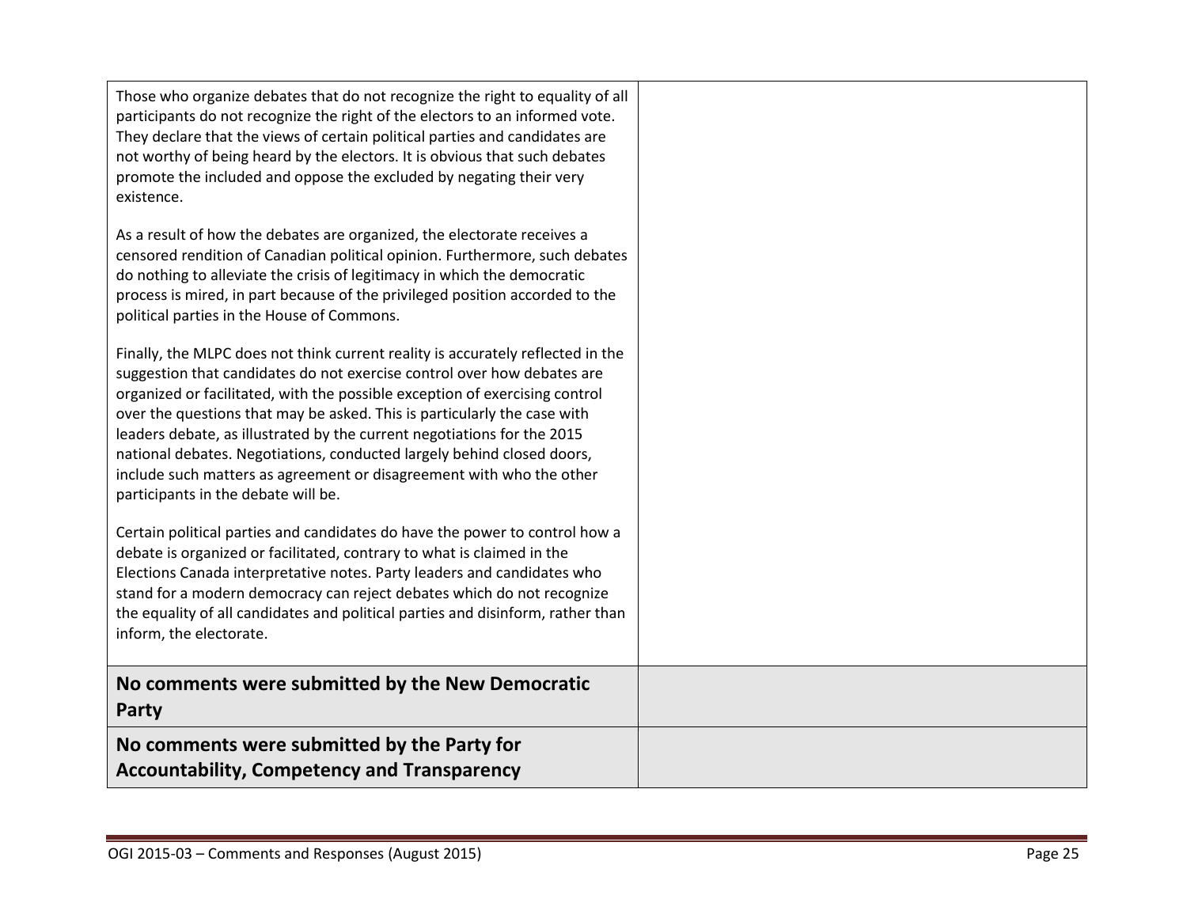| | |
|---|---|
| Those who organize debates that do not recognize the right to equality of all participants do not recognize the right of the electors to an informed vote. They declare that the views of certain political parties and candidates are not worthy of being heard by the electors. It is obvious that such debates promote the included and oppose the excluded by negating their very existence.<br><br>As a result of how the debates are organized, the electorate receives a censored rendition of Canadian political opinion. Furthermore, such debates do nothing to alleviate the crisis of legitimacy in which the democratic process is mired, in part because of the privileged position accorded to the political parties in the House of Commons.<br><br>Finally, the MLPC does not think current reality is accurately reflected in the suggestion that candidates do not exercise control over how debates are organized or facilitated, with the possible exception of exercising control over the questions that may be asked. This is particularly the case with leaders debate, as illustrated by the current negotiations for the 2015 national debates. Negotiations, conducted largely behind closed doors, include such matters as agreement or disagreement with who the other participants in the debate will be.<br><br>Certain political parties and candidates do have the power to control how a debate is organized or facilitated, contrary to what is claimed in the Elections Canada interpretative notes. Party leaders and candidates who stand for a modern democracy can reject debates which do not recognize the equality of all candidates and political parties and disinform, rather than inform, the electorate. | |
| **No comments were submitted by the New Democratic Party** | |
| **No comments were submitted by the Party for Accountability, Competency and Transparency** | |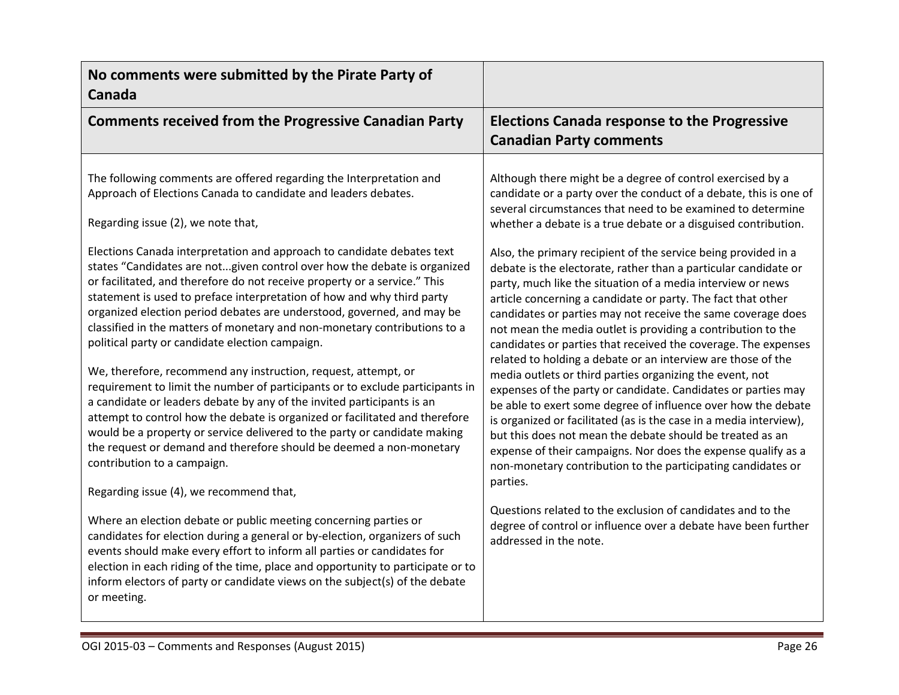| No comments were submitted by the Pirate Party of Canada | |
|---|---|
| **Comments received from the Progressive Canadian Party** | **Elections Canada response to the Progressive Canadian Party comments** |
| The following comments are offered regarding the Interpretation and Approach of Elections Canada to candidate and leaders debates.<br><br>Regarding issue (2), we note that,<br><br>Elections Canada interpretation and approach to candidate debates text states "Candidates are not...given control over how the debate is organized or facilitated, and therefore do not receive property or a service." This statement is used to preface interpretation of how and why third party organized election period debates are understood, governed, and may be classified in the matters of monetary and non-monetary contributions to a political party or candidate election campaign.<br><br>We, therefore, recommend any instruction, request, attempt, or requirement to limit the number of participants or to exclude participants in a candidate or leaders debate by any of the invited participants is an attempt to control how the debate is organized or facilitated and therefore would be a property or service delivered to the party or candidate making the request or demand and therefore should be deemed a non-monetary contribution to a campaign.<br><br>Regarding issue (4), we recommend that,<br><br>Where an election debate or public meeting concerning parties or candidates for election during a general or by-election, organizers of such events should make every effort to inform all parties or candidates for election in each riding of the time, place and opportunity to participate or to inform electors of party or candidate views on the subject(s) of the debate or meeting. | Although there might be a degree of control exercised by a candidate or a party over the conduct of a debate, this is one of several circumstances that need to be examined to determine whether a debate is a true debate or a disguised contribution.<br><br>Also, the primary recipient of the service being provided in a debate is the electorate, rather than a particular candidate or party, much like the situation of a media interview or news article concerning a candidate or party. The fact that other candidates or parties may not receive the same coverage does not mean the media outlet is providing a contribution to the candidates or parties that received the coverage. The expenses related to holding a debate or an interview are those of the media outlets or third parties organizing the event, not expenses of the party or candidate. Candidates or parties may be able to exert some degree of influence over how the debate is organized or facilitated (as is the case in a media interview), but this does not mean the debate should be treated as an expense of their campaigns. Nor does the expense qualify as a non-monetary contribution to the participating candidates or parties.<br><br>Questions related to the exclusion of candidates and to the degree of control or influence over a debate have been further addressed in the note. |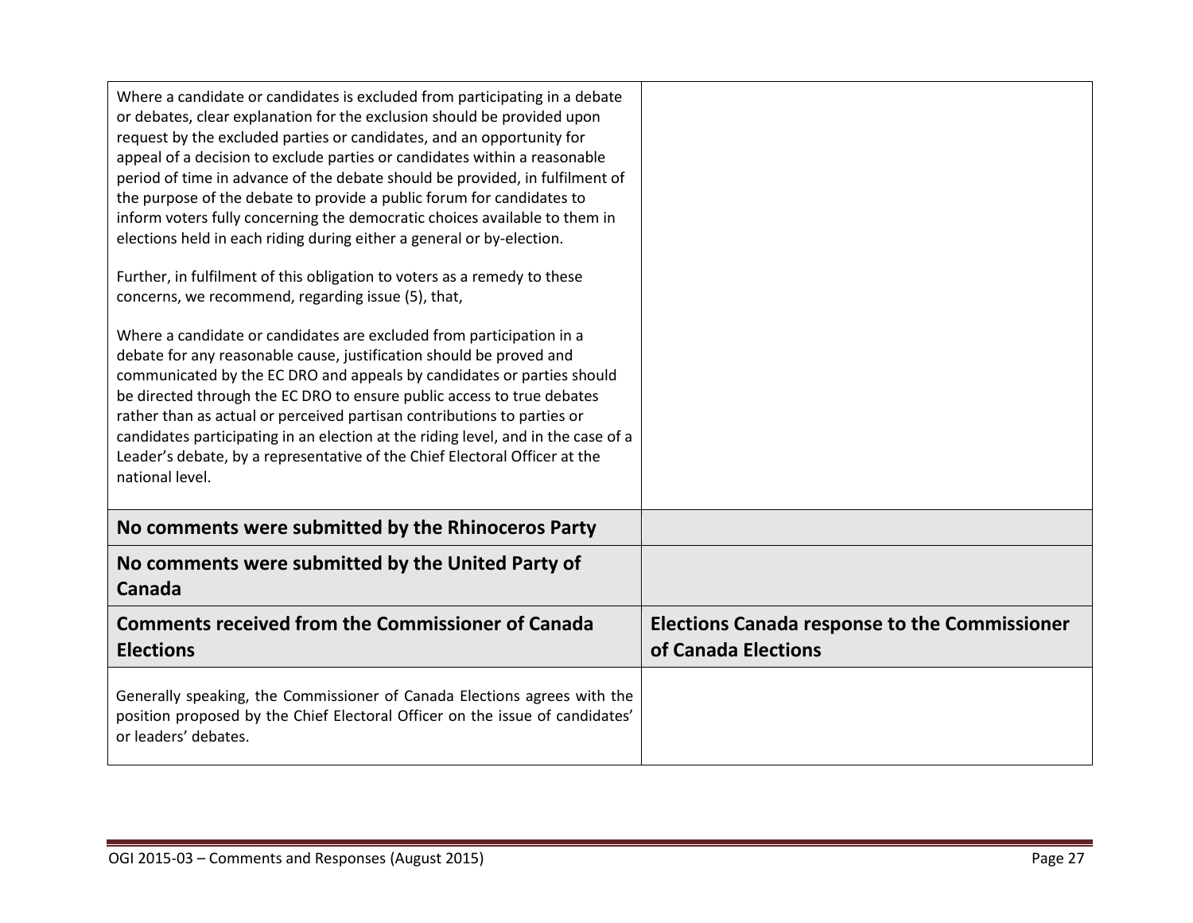| | |
|---|---|
| Where a candidate or candidates is excluded from participating in a debate or debates, clear explanation for the exclusion should be provided upon request by the excluded parties or candidates, and an opportunity for appeal of a decision to exclude parties or candidates within a reasonable period of time in advance of the debate should be provided, in fulfilment of the purpose of the debate to provide a public forum for candidates to inform voters fully concerning the democratic choices available to them in elections held in each riding during either a general or by-election.<br><br>Further, in fulfilment of this obligation to voters as a remedy to these concerns, we recommend, regarding issue (5), that,<br><br>Where a candidate or candidates are excluded from participation in a debate for any reasonable cause, justification should be proved and communicated by the EC DRO and appeals by candidates or parties should be directed through the EC DRO to ensure public access to true debates rather than as actual or perceived partisan contributions to parties or candidates participating in an election at the riding level, and in the case of a Leader's debate, by a representative of the Chief Electoral Officer at the national level. | |
| **No comments were submitted by the Rhinoceros Party** | |
| **No comments were submitted by the United Party of Canada** | |
| **Comments received from the Commissioner of Canada Elections** | **Elections Canada response to the Commissioner of Canada Elections** |
| Generally speaking, the Commissioner of Canada Elections agrees with the position proposed by the Chief Electoral Officer on the issue of candidates' or leaders' debates. | |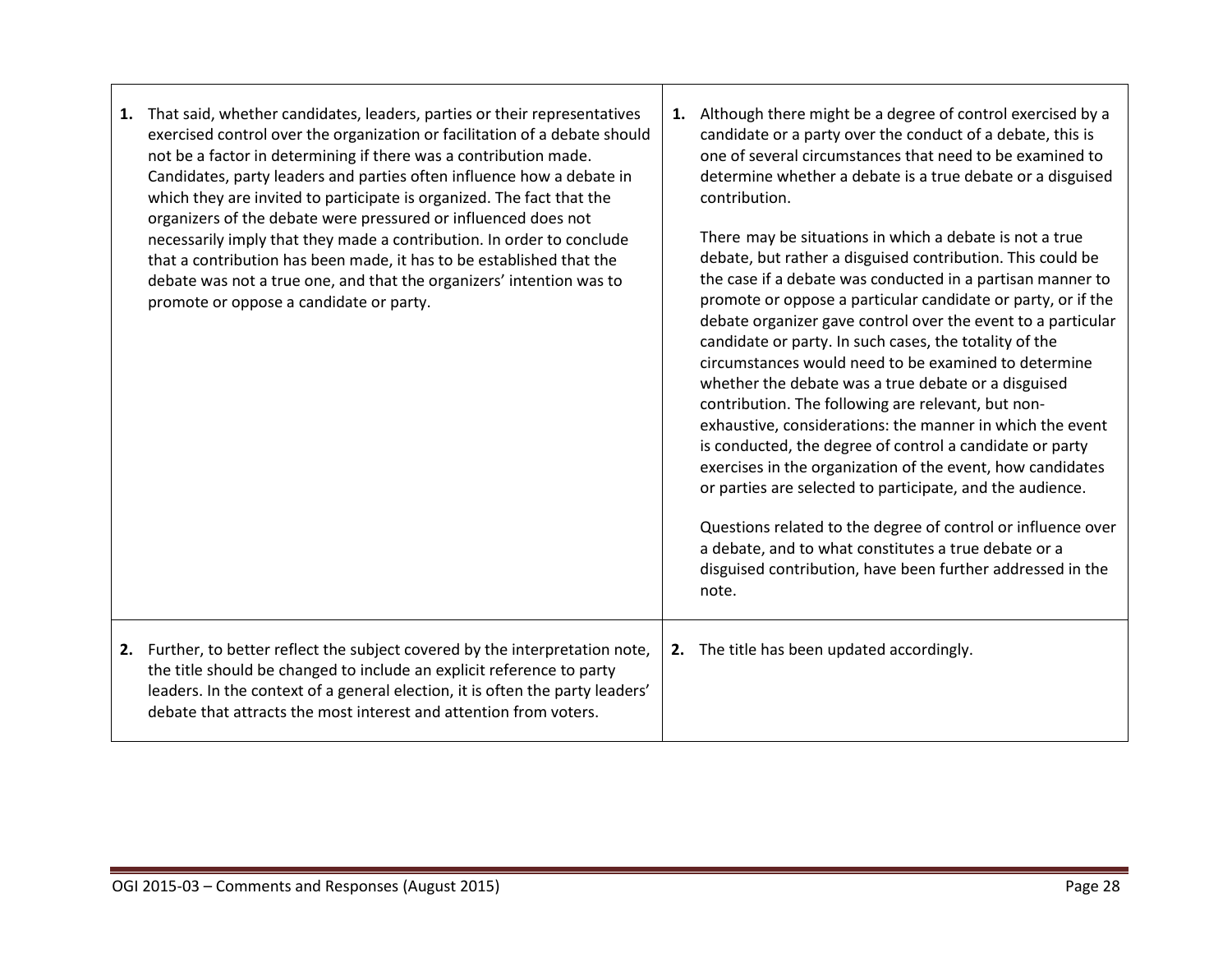| | |
|---|---|
| **1.** That said, whether candidates, leaders, parties or their representatives exercised control over the organization or facilitation of a debate should not be a factor in determining if there was a contribution made. Candidates, party leaders and parties often influence how a debate in which they are invited to participate is organized. The fact that the organizers of the debate were pressured or influenced does not necessarily imply that they made a contribution. In order to conclude that a contribution has been made, it has to be established that the debate was not a true one, and that the organizers' intention was to promote or oppose a candidate or party. | **1.** Although there might be a degree of control exercised by a candidate or a party over the conduct of a debate, this is one of several circumstances that need to be examined to determine whether a debate is a true debate or a disguised contribution.<br><br>There may be situations in which a debate is not a true debate, but rather a disguised contribution. This could be the case if a debate was conducted in a partisan manner to promote or oppose a particular candidate or party, or if the debate organizer gave control over the event to a particular candidate or party. In such cases, the totality of the circumstances would need to be examined to determine whether the debate was a true debate or a disguised contribution. The following are relevant, but non-exhaustive, considerations: the manner in which the event is conducted, the degree of control a candidate or party exercises in the organization of the event, how candidates or parties are selected to participate, and the audience.<br><br>Questions related to the degree of control or influence over a debate, and to what constitutes a true debate or a disguised contribution, have been further addressed in the note. |
| **2.** Further, to better reflect the subject covered by the interpretation note, the title should be changed to include an explicit reference to party leaders. In the context of a general election, it is often the party leaders' debate that attracts the most interest and attention from voters. | **2.** The title has been updated accordingly. |